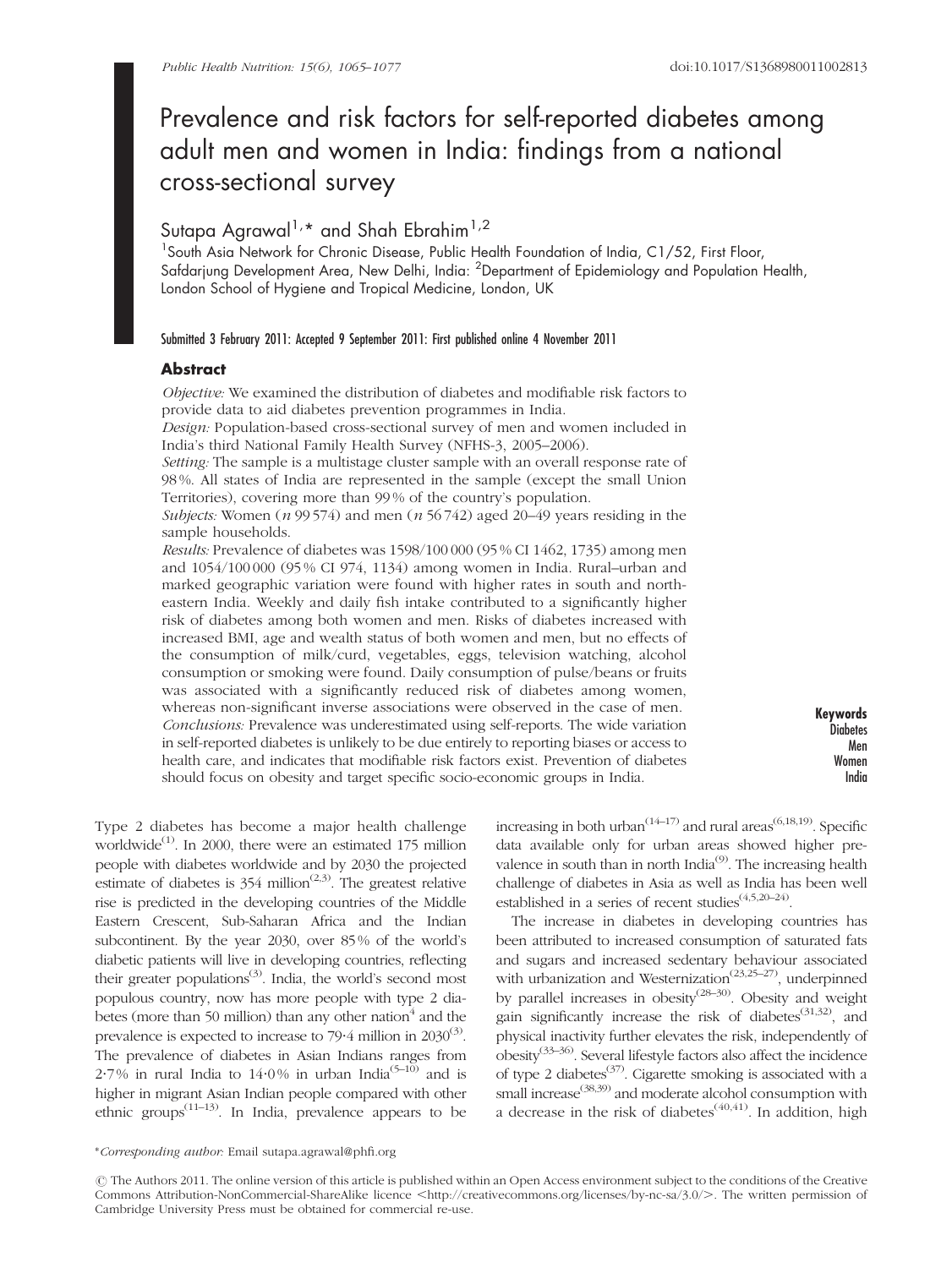# Prevalence and risk factors for self-reported diabetes among adult men and women in India: findings from a national cross-sectional survey

Sutapa Agrawal[1,]* and Shah Ebrahim[1,2]

[1]South Asia Network for Chronic Disease, Public Health Foundation of India, C1/52, First Floor, Safdarjung Development Area, New Delhi, India: [2]Department of Epidemiology and Population Health, London School of Hygiene and Tropical Medicine, London, UK

Submitted 3 February 2011: Accepted 9 September 2011: First published online 4 November 2011

## Abstract

*Objective:* We examined the distribution of diabetes and modifiable risk factors to provide data to aid diabetes prevention programmes in India.

*Design:* Population-based cross-sectional survey of men and women included in India's third National Family Health Survey (NFHS-3, 2005–2006).

*Setting:* The sample is a multistage cluster sample with an overall response rate of 98 %. All states of India are represented in the sample (except the small Union Territories), covering more than 99 % of the country's population.

*Subjects:* Women (*n* 99 574) and men (*n* 56 742) aged 20–49 years residing in the sample households.

*Results:* Prevalence of diabetes was 1598/100 000 (95 % CI 1462, 1735) among men and 1054/100 000 (95 % CI 974, 1134) among women in India. Rural–urban and marked geographic variation were found with higher rates in south and north-eastern India. Weekly and daily fish intake contributed to a significantly higher risk of diabetes among both women and men. Risks of diabetes increased with increased BMI, age and wealth status of both women and men, but no effects of the consumption of milk/curd, vegetables, eggs, television watching, alcohol consumption or smoking were found. Daily consumption of pulse/beans or fruits was associated with a significantly reduced risk of diabetes among women, whereas non-significant inverse associations were observed in the case of men.

*Conclusions:* Prevalence was underestimated using self-reports. The wide variation in self-reported diabetes is unlikely to be due entirely to reporting biases or access to health care, and indicates that modifiable risk factors exist. Prevention of diabetes should focus on obesity and target specific socio-economic groups in India.

**Keywords**
Diabetes
Men
Women
India

Type 2 diabetes has become a major health challenge worldwide[1]. In 2000, there were an estimated 175 million people with diabetes worldwide and by 2030 the projected estimate of diabetes is 354 million[2,3]. The greatest relative rise is predicted in the developing countries of the Middle Eastern Crescent, Sub-Saharan Africa and the Indian subcontinent. By the year 2030, over 85 % of the world's diabetic patients will live in developing countries, reflecting their greater populations[3]. India, the world's second most populous country, now has more people with type 2 diabetes (more than 50 million) than any other nation[4] and the prevalence is expected to increase to 79·4 million in 2030[3]. The prevalence of diabetes in Asian Indians ranges from 2·7 % in rural India to 14·0 % in urban India[5–10] and is higher in migrant Asian Indian people compared with other ethnic groups[11–13]. In India, prevalence appears to be increasing in both urban[14–17] and rural areas[6,18,19]. Specific data available only for urban areas showed higher prevalence in south than in north India[9]. The increasing health challenge of diabetes in Asia as well as India has been well established in a series of recent studies[4,5,20–24].

The increase in diabetes in developing countries has been attributed to increased consumption of saturated fats and sugars and increased sedentary behaviour associated with urbanization and Westernization[23,25–27], underpinned by parallel increases in obesity[28–30]. Obesity and weight gain significantly increase the risk of diabetes[31,32], and physical inactivity further elevates the risk, independently of obesity[33–36]. Several lifestyle factors also affect the incidence of type 2 diabetes[37]. Cigarette smoking is associated with a small increase[38,39] and moderate alcohol consumption with a decrease in the risk of diabetes[40,41]. In addition, high

*Corresponding author: Email sutapa.agrawal@phfi.org

© The Authors 2011. The online version of this article is published within an Open Access environment subject to the conditions of the Creative Commons Attribution-NonCommercial-ShareAlike licence <http://creativecommons.org/licenses/by-nc-sa/3.0/>. The written permission of Cambridge University Press must be obtained for commercial re-use.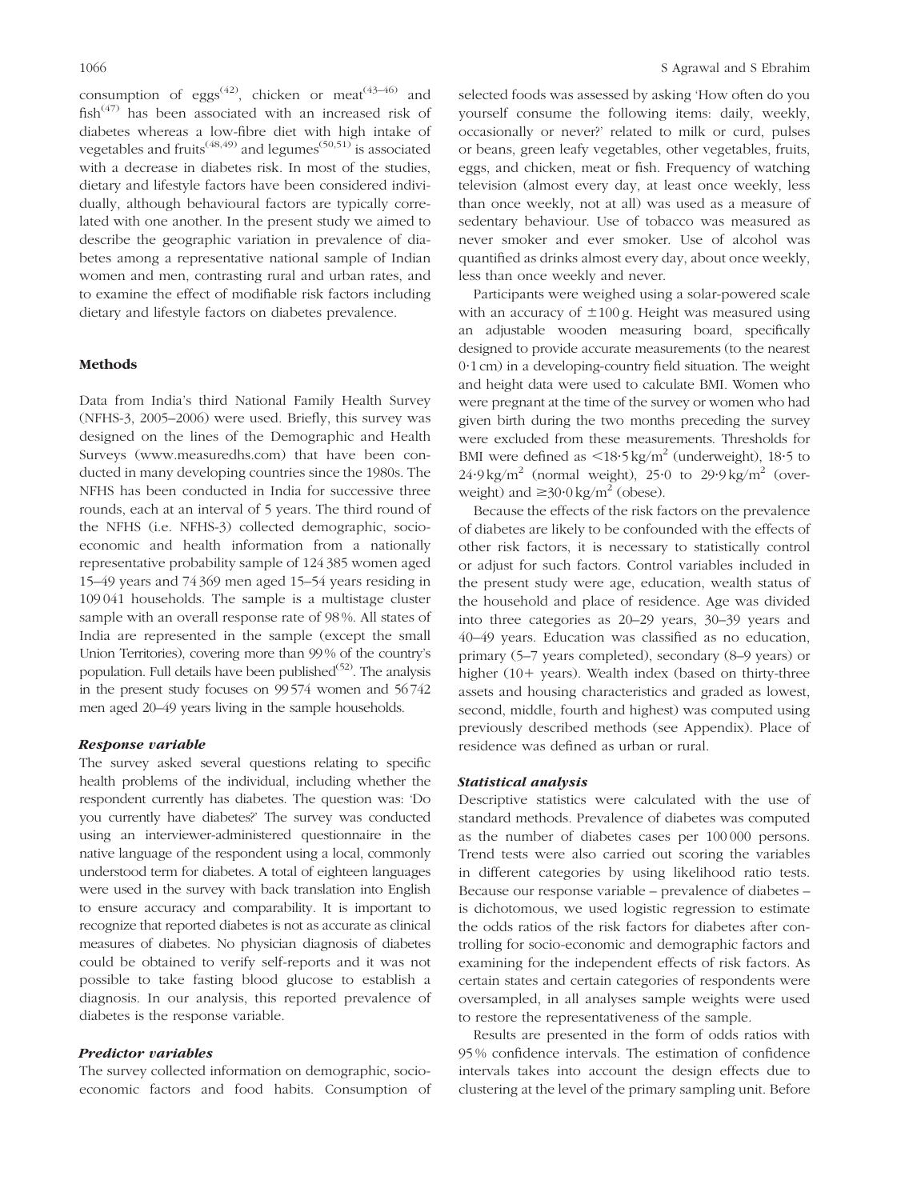consumption of eggs[42], chicken or meat[43–46] and fish[47] has been associated with an increased risk of diabetes whereas a low-fibre diet with high intake of vegetables and fruits[48,49] and legumes[50,51] is associated with a decrease in diabetes risk. In most of the studies, dietary and lifestyle factors have been considered individually, although behavioural factors are typically correlated with one another. In the present study we aimed to describe the geographic variation in prevalence of diabetes among a representative national sample of Indian women and men, contrasting rural and urban rates, and to examine the effect of modifiable risk factors including dietary and lifestyle factors on diabetes prevalence.

## Methods

Data from India's third National Family Health Survey (NFHS-3, 2005–2006) were used. Briefly, this survey was designed on the lines of the Demographic and Health Surveys (www.measuredhs.com) that have been conducted in many developing countries since the 1980s. The NFHS has been conducted in India for successive three rounds, each at an interval of 5 years. The third round of the NFHS (i.e. NFHS-3) collected demographic, socio-economic and health information from a nationally representative probability sample of 124 385 women aged 15–49 years and 74 369 men aged 15–54 years residing in 109 041 households. The sample is a multistage cluster sample with an overall response rate of 98 %. All states of India are represented in the sample (except the small Union Territories), covering more than 99 % of the country's population. Full details have been published[52]. The analysis in the present study focuses on 99 574 women and 56 742 men aged 20–49 years living in the sample households.

### *Response variable*

The survey asked several questions relating to specific health problems of the individual, including whether the respondent currently has diabetes. The question was: 'Do you currently have diabetes?' The survey was conducted using an interviewer-administered questionnaire in the native language of the respondent using a local, commonly understood term for diabetes. A total of eighteen languages were used in the survey with back translation into English to ensure accuracy and comparability. It is important to recognize that reported diabetes is not as accurate as clinical measures of diabetes. No physician diagnosis of diabetes could be obtained to verify self-reports and it was not possible to take fasting blood glucose to establish a diagnosis. In our analysis, this reported prevalence of diabetes is the response variable.

### *Predictor variables*

The survey collected information on demographic, socio-economic factors and food habits. Consumption of selected foods was assessed by asking 'How often do you yourself consume the following items: daily, weekly, occasionally or never?' related to milk or curd, pulses or beans, green leafy vegetables, other vegetables, fruits, eggs, and chicken, meat or fish. Frequency of watching television (almost every day, at least once weekly, less than once weekly, not at all) was used as a measure of sedentary behaviour. Use of tobacco was measured as never smoker and ever smoker. Use of alcohol was quantified as drinks almost every day, about once weekly, less than once weekly and never.

Participants were weighed using a solar-powered scale with an accuracy of $\pm 100$ g. Height was measured using an adjustable wooden measuring board, specifically designed to provide accurate measurements (to the nearest 0·1 cm) in a developing-country field situation. The weight and height data were used to calculate BMI. Women who were pregnant at the time of the survey or women who had given birth during the two months preceding the survey were excluded from these measurements. Thresholds for BMI were defined as $<18 \cdot 5\,kg/m^2$ (underweight), 18·5 to 24·9 $kg/m^2$ (normal weight), 25·0 to 29·9 $kg/m^2$ (overweight) and $\geq 30 \cdot 0\,kg/m^2$ (obese).

Because the effects of the risk factors on the prevalence of diabetes are likely to be confounded with the effects of other risk factors, it is necessary to statistically control or adjust for such factors. Control variables included in the present study were age, education, wealth status of the household and place of residence. Age was divided into three categories as 20–29 years, 30–39 years and 40–49 years. Education was classified as no education, primary (5–7 years completed), secondary (8–9 years) or higher (10+ years). Wealth index (based on thirty-three assets and housing characteristics and graded as lowest, second, middle, fourth and highest) was computed using previously described methods (see Appendix). Place of residence was defined as urban or rural.

### *Statistical analysis*

Descriptive statistics were calculated with the use of standard methods. Prevalence of diabetes was computed as the number of diabetes cases per 100 000 persons. Trend tests were also carried out scoring the variables in different categories by using likelihood ratio tests. Because our response variable – prevalence of diabetes – is dichotomous, we used logistic regression to estimate the odds ratios of the risk factors for diabetes after controlling for socio-economic and demographic factors and examining for the independent effects of risk factors. As certain states and certain categories of respondents were oversampled, in all analyses sample weights were used to restore the representativeness of the sample.

Results are presented in the form of odds ratios with 95 % confidence intervals. The estimation of confidence intervals takes into account the design effects due to clustering at the level of the primary sampling unit. Before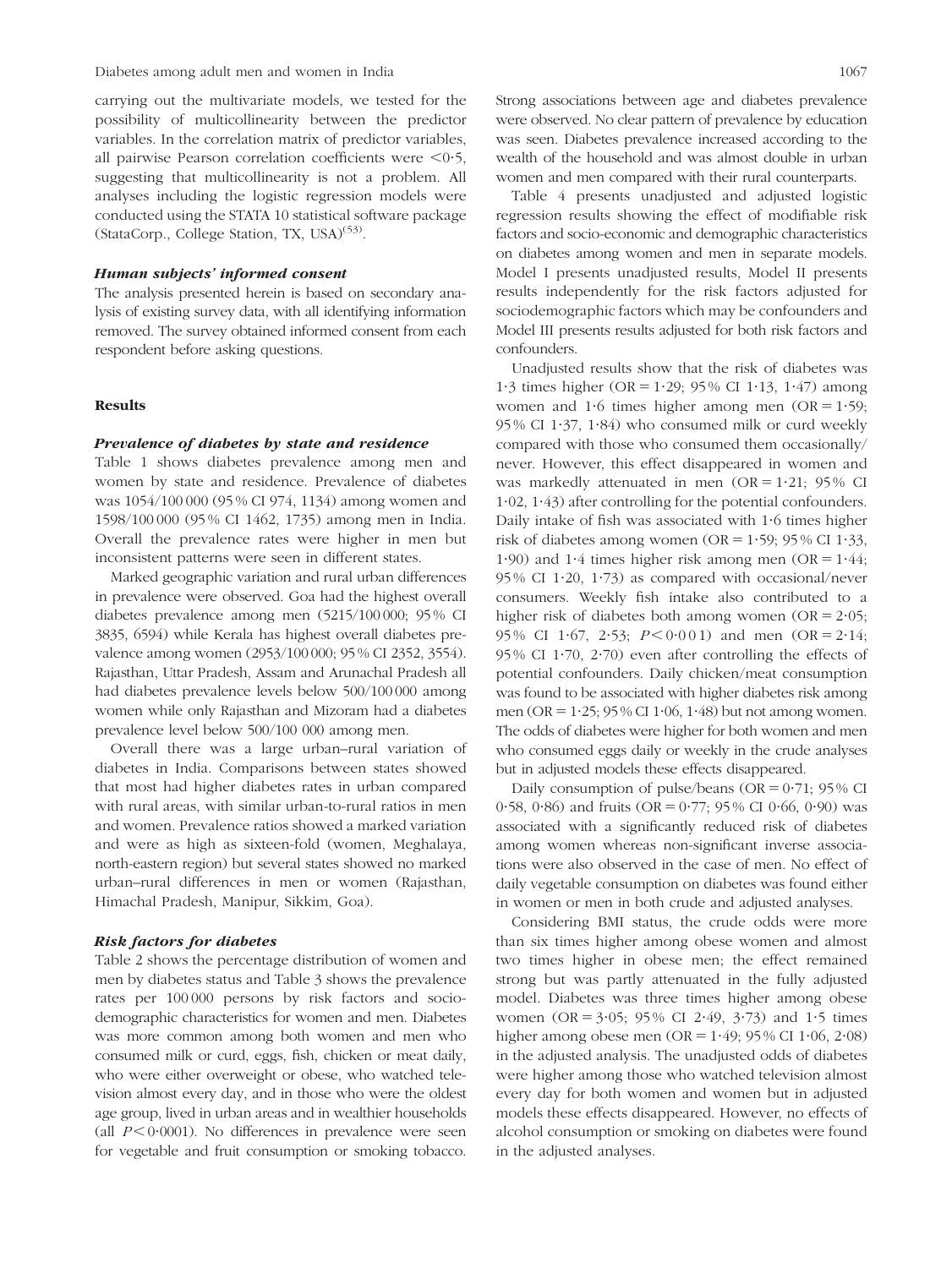carrying out the multivariate models, we tested for the possibility of multicollinearity between the predictor variables. In the correlation matrix of predictor variables, all pairwise Pearson correlation coefficients were $<0{\cdot}5$, suggesting that multicollinearity is not a problem. All analyses including the logistic regression models were conducted using the STATA 10 statistical software package (StataCorp., College Station, TX, USA)[53].

### *Human subjects' informed consent*

The analysis presented herein is based on secondary analysis of existing survey data, with all identifying information removed. The survey obtained informed consent from each respondent before asking questions.

## Results

### *Prevalence of diabetes by state and residence*

Table 1 shows diabetes prevalence among men and women by state and residence. Prevalence of diabetes was 1054/100 000 (95 % CI 974, 1134) among women and 1598/100 000 (95 % CI 1462, 1735) among men in India. Overall the prevalence rates were higher in men but inconsistent patterns were seen in different states.

Marked geographic variation and rural urban differences in prevalence were observed. Goa had the highest overall diabetes prevalence among men (5215/100 000; 95 % CI 3835, 6594) while Kerala has highest overall diabetes prevalence among women (2953/100 000; 95 % CI 2352, 3554). Rajasthan, Uttar Pradesh, Assam and Arunachal Pradesh all had diabetes prevalence levels below 500/100 000 among women while only Rajasthan and Mizoram had a diabetes prevalence level below 500/100 000 among men.

Overall there was a large urban–rural variation of diabetes in India. Comparisons between states showed that most had higher diabetes rates in urban compared with rural areas, with similar urban-to-rural ratios in men and women. Prevalence ratios showed a marked variation and were as high as sixteen-fold (women, Meghalaya, north-eastern region) but several states showed no marked urban–rural differences in men or women (Rajasthan, Himachal Pradesh, Manipur, Sikkim, Goa).

### *Risk factors for diabetes*

Table 2 shows the percentage distribution of women and men by diabetes status and Table 3 shows the prevalence rates per 100 000 persons by risk factors and sociodemographic characteristics for women and men. Diabetes was more common among both women and men who consumed milk or curd, eggs, fish, chicken or meat daily, who were either overweight or obese, who watched television almost every day, and in those who were the oldest age group, lived in urban areas and in wealthier households (all $P<0{\cdot}0001$). No differences in prevalence were seen for vegetable and fruit consumption or smoking tobacco. Strong associations between age and diabetes prevalence were observed. No clear pattern of prevalence by education was seen. Diabetes prevalence increased according to the wealth of the household and was almost double in urban women and men compared with their rural counterparts.

Table 4 presents unadjusted and adjusted logistic regression results showing the effect of modifiable risk factors and socio-economic and demographic characteristics on diabetes among women and men in separate models. Model I presents unadjusted results, Model II presents results independently for the risk factors adjusted for sociodemographic factors which may be confounders and Model III presents results adjusted for both risk factors and confounders.

Unadjusted results show that the risk of diabetes was 1·3 times higher (OR = 1·29; 95 % CI 1·13, 1·47) among women and 1·6 times higher among men (OR = 1·59; 95 % CI 1·37, 1·84) who consumed milk or curd weekly compared with those who consumed them occasionally/never. However, this effect disappeared in women and was markedly attenuated in men (OR = 1·21; 95 % CI 1·02, 1·43) after controlling for the potential confounders. Daily intake of fish was associated with 1·6 times higher risk of diabetes among women (OR = 1·59; 95 % CI 1·33, 1·90) and 1·4 times higher risk among men (OR = 1·44; 95 % CI 1·20, 1·73) as compared with occasional/never consumers. Weekly fish intake also contributed to a higher risk of diabetes both among women (OR = 2·05; 95 % CI 1·67, 2·53; $P<0{\cdot}001$) and men (OR = 2·14; 95 % CI 1·70, 2·70) even after controlling the effects of potential confounders. Daily chicken/meat consumption was found to be associated with higher diabetes risk among men (OR = 1·25; 95 % CI 1·06, 1·48) but not among women. The odds of diabetes were higher for both women and men who consumed eggs daily or weekly in the crude analyses but in adjusted models these effects disappeared.

Daily consumption of pulse/beans (OR = 0·71; 95 % CI 0·58, 0·86) and fruits (OR = 0·77; 95 % CI 0·66, 0·90) was associated with a significantly reduced risk of diabetes among women whereas non-significant inverse associations were also observed in the case of men. No effect of daily vegetable consumption on diabetes was found either in women or men in both crude and adjusted analyses.

Considering BMI status, the crude odds were more than six times higher among obese women and almost two times higher in obese men; the effect remained strong but was partly attenuated in the fully adjusted model. Diabetes was three times higher among obese women (OR = 3·05; 95 % CI 2·49, 3·73) and 1·5 times higher among obese men (OR = 1·49; 95 % CI 1·06, 2·08) in the adjusted analysis. The unadjusted odds of diabetes were higher among those who watched television almost every day for both women and women but in adjusted models these effects disappeared. However, no effects of alcohol consumption or smoking on diabetes were found in the adjusted analyses.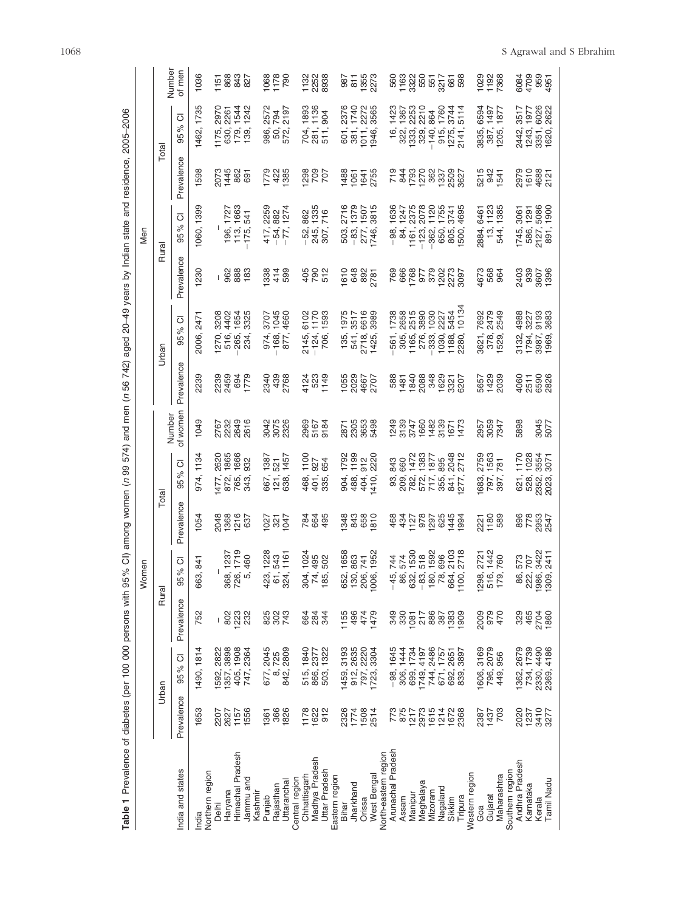**Table 1** Prevalence of diabetes (per 100 000 persons with 95% CI) among women (n 99 574) and men (n 56 742) aged 20–49 years by Indian state and residence, 2005–2006

| India and states | Women | | | | | | | Men | | | | | | |
|---|---|---|---|---|---|---|---|---|---|---|---|---|---|---|
| | Urban | | Rural | | Total | | | Urban | | Rural | | Total | | |
| | Prevalence | 95% CI | Prevalence | 95% CI | Prevalence | 95% CI | Number of women | Prevalence | 95% CI | Prevalence | 95% CI | Prevalence | 95% CI | Number of men |
| India | 1653 | 1490, 1814 | 752 | 663, 841 | 1054 | 974, 1134 | 1049 | 2239 | 2006, 2471 | 1230 | 1060, 1399 | 1598 | 1462, 1735 | 1036 |
| Northern region | | | | | | | | | | | | | | |
| Delhi | 2207 | 1592, 2822 | – | – | 2048 | 1477, 2620 | 2767 | 2239 | 1270, 3208 | – | – | 2073 | 1175, 2970 | 1151 |
| Haryana | 2627 | 1357, 3898 | 802 | 368, 1237 | 1368 | 872, 1865 | 2232 | 2459 | 516, 4402 | 962 | 196, 1727 | 1445 | 630, 2261 | 868 |
| Himachal Pradesh | 1157 | 405, 1908 | 1223 | 726, 1719 | 1216 | 765, 1666 | 2649 | 694 | −265, 1654 | 888 | 113, 1663 | 862 | 179, 1544 | 843 |
| Jammu and Kashmir | 1556 | 747, 2364 | 232 | 5, 460 | 637 | 343, 932 | 2616 | 1779 | 234, 3325 | 183 | −175, 541 | 691 | 139, 1242 | 827 |
| Punjab | 1361 | 677, 2045 | 825 | 423, 1228 | 1027 | 667, 1387 | 3042 | 2340 | 974, 3707 | 1338 | 417, 2259 | 1779 | 986, 2572 | 1068 |
| Rajasthan | 366 | 8, 725 | 302 | 61, 543 | 321 | 121, 521 | 3075 | 439 | −168, 1045 | 414 | −54, 882 | 422 | 50, 794 | 1178 |
| Uttaranchal | 1826 | 842, 2809 | 743 | 324, 1161 | 1047 | 638, 1457 | 2326 | 2768 | 877, 4660 | 599 | −77, 1274 | 1385 | 572, 2197 | 790 |
| Central region | | | | | | | | | | | | | | |
| Chhattisgarh | 1178 | 515, 1840 | 664 | 304, 1024 | 784 | 468, 1100 | 2969 | 4124 | 2145, 6102 | 405 | −52, 862 | 1298 | 704, 1893 | 1132 |
| Madhya Pradesh | 1622 | 866, 2377 | 284 | 74, 495 | 664 | 401, 927 | 5167 | 523 | −124, 1170 | 790 | 245, 1335 | 709 | 281, 1136 | 2252 |
| Uttar Pradesh | 912 | 503, 1322 | 344 | 185, 502 | 495 | 335, 654 | 9184 | 1149 | 706, 1593 | 512 | 307, 716 | 707 | 511, 904 | 8938 |
| Eastern region | | | | | | | | | | | | | | |
| Bihar | 2326 | 1459, 3193 | 1155 | 652, 1658 | 1348 | 904, 1792 | 2871 | 1055 | 135, 1975 | 1610 | 503, 2716 | 1488 | 601, 2376 | 987 |
| Jharkhand | 1774 | 912, 2635 | 496 | 130, 863 | 843 | 488, 1199 | 2305 | 2029 | 541, 3517 | 648 | −83, 1379 | 1061 | 381, 1740 | 811 |
| Orissa | 1508 | 797, 2220 | 474 | 206, 741 | 658 | 404, 912 | 3653 | 4667 | 2718, 6616 | 892 | 277, 1507 | 1641 | 1011, 2272 | 1355 |
| West Bengal | 2514 | 1723, 3304 | 1479 | 1006, 1952 | 1810 | 1410, 2220 | 5498 | 2707 | 1425, 3989 | 2781 | 1746, 3815 | 2755 | 1946, 3565 | 2273 |
| North-eastern region | | | | | | | | | | | | | | |
| Arunachal Pradesh | 773 | −98, 1645 | 349 | −45, 744 | 468 | 93, 843 | 1249 | 588 | −561, 1738 | 769 | −98, 1636 | 719 | 16, 1423 | 560 |
| Assam | 875 | 306, 1444 | 330 | 86, 574 | 434 | 209, 660 | 3139 | 1481 | 305, 2658 | 666 | 84, 1247 | 844 | 322, 1367 | 1163 |
| Manipur | 1217 | 699, 1734 | 1081 | 632, 1530 | 1127 | 782, 1472 | 3747 | 1840 | 1165, 2515 | 1768 | 1161, 2375 | 1793 | 1333, 2253 | 3322 |
| Meghalaya | 2973 | 1749, 4197 | 217 | −83, 518 | 978 | 572, 1383 | 1660 | 2088 | 276, 3890 | 977 | −123, 2078 | 1270 | 329, 2210 | 550 |
| Mizoram | 1615 | 744, 2486 | 886 | 180, 1592 | 1297 | 717, 1877 | 1482 | 348 | −333, 1030 | 379 | −362, 1120 | 362 | −140, 864 | 551 |
| Nagaland | 1214 | 671, 1757 | 387 | 78, 696 | 625 | 355, 895 | 3139 | 1629 | 1030, 2227 | 1202 | 650, 1755 | 1337 | 915, 1760 | 3217 |
| Sikkim | 1672 | 692, 2651 | 1383 | 664, 2103 | 1445 | 841, 2048 | 1671 | 3321 | 1188, 5454 | 2273 | 805, 3741 | 2509 | 1275, 3744 | 661 |
| Tripura | 2368 | 839, 3897 | 1909 | 1100, 2718 | 1994 | 1277, 2712 | 1473 | 6207 | 2280, 10134 | 3097 | 1500, 4695 | 3627 | 2141, 5114 | 598 |
| Western region | | | | | | | | | | | | | | |
| Goa | 2387 | 1606, 3169 | 2009 | 1298, 2721 | 2221 | 1683, 2759 | 2957 | 5657 | 3621, 7692 | 4673 | 2884, 6461 | 5215 | 3835, 6594 | 1029 |
| Gujarat | 1437 | 796, 2079 | 979 | 516, 1442 | 1180 | 797, 1563 | 3059 | 1429 | 378, 2479 | 568 | 13, 1123 | 942 | 387, 1497 | 1192 |
| Maharashtra | 703 | 449, 956 | 470 | 179, 760 | 589 | 397, 781 | 7347 | 2039 | 1529, 2549 | 964 | 544, 1385 | 1541 | 1205, 1877 | 7368 |
| Southern region | | | | | | | | | | | | | | |
| Andhra Pradesh | 2020 | 1362, 2679 | 329 | 86, 573 | 896 | 621, 1170 | 5898 | 4060 | 3132, 4988 | 2403 | 1745, 3061 | 2979 | 2442, 3517 | 6084 |
| Karnataka | 1237 | 734, 1739 | 465 | 222, 707 | 778 | 528, 1028 | | 2511 | 1794, 3227 | 939 | 586, 1291 | 1610 | 1243, 1977 | 4709 |
| Kerala | 3410 | 2330, 4490 | 2704 | 1986, 3422 | 2953 | 2352, 3554 | 3045 | 6590 | 3987, 9193 | 3607 | 2127, 5086 | 4688 | 3351, 6026 | 959 |
| Tamil Nadu | 3277 | 2369, 4186 | 1860 | 1309, 2411 | 2547 | 2023, 3071 | 5077 | 2826 | 1969, 3683 | 1396 | 891, 1900 | 2121 | 1620, 2622 | 4951 |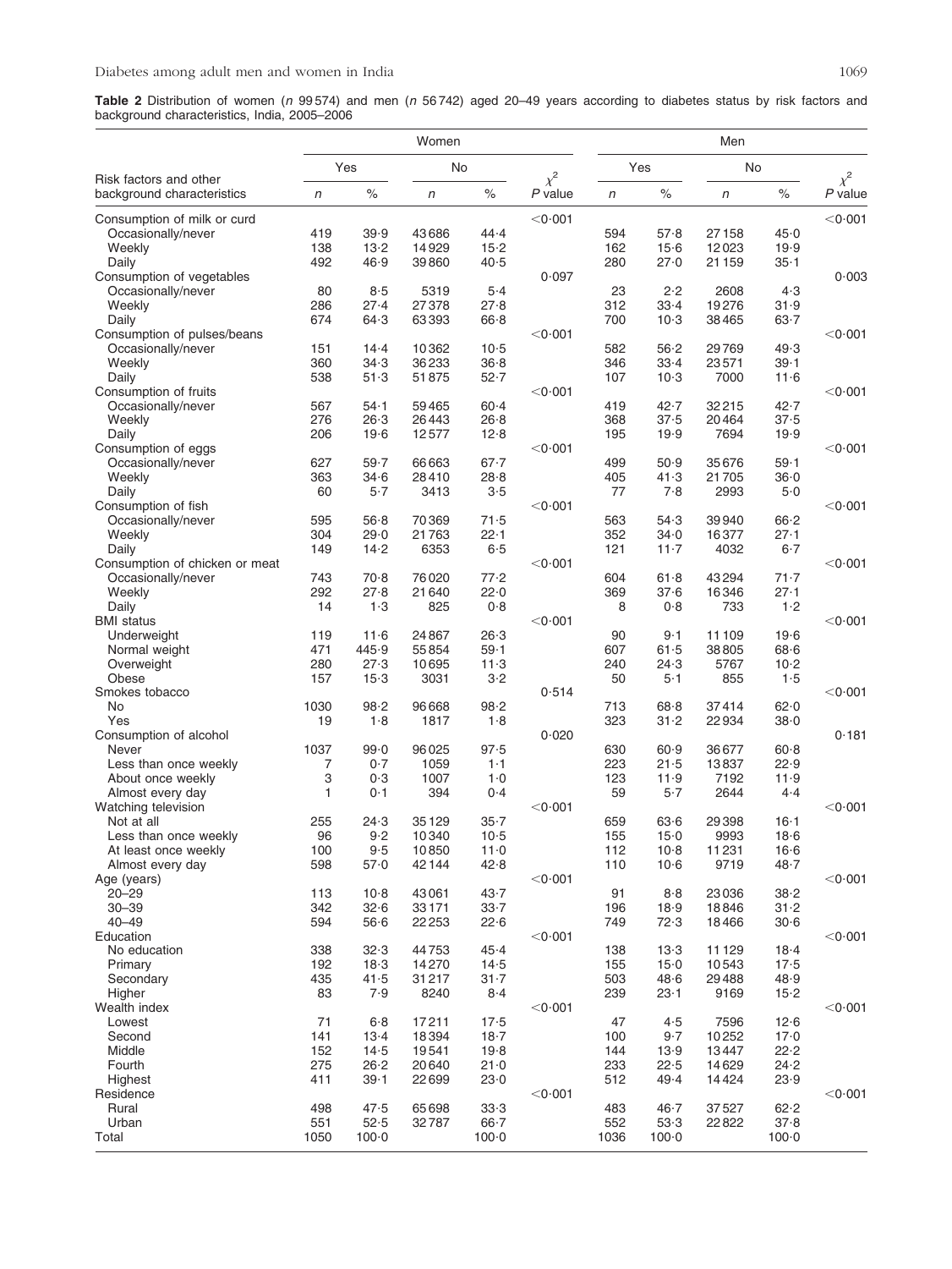**Table 2** Distribution of women (*n* 99 574) and men (*n* 56 742) aged 20–49 years according to diabetes status by risk factors and background characteristics, India, 2005–2006

| Risk factors and other background characteristics | Women | | | | | Men | | | | |
|---|---|---|---|---|---|---|---|---|---|---|
| | Yes | | No | | $\chi^2$ | Yes | | No | | $\chi^2$ |
| | *n* | % | *n* | % | *P* value | *n* | % | *n* | % | *P* value |
| Consumption of milk or curd | | | | | <0·001 | | | | | <0·001 |
| Occasionally/never | 419 | 39·9 | 43 686 | 44·4 | | 594 | 57·8 | 27 158 | 45·0 | |
| Weekly | 138 | 13·2 | 14 929 | 15·2 | | 162 | 15·6 | 12 023 | 19·9 | |
| Daily | 492 | 46·9 | 39 860 | 40·5 | | 280 | 27·0 | 21 159 | 35·1 | |
| Consumption of vegetables | | | | | 0·097 | | | | | 0·003 |
| Occasionally/never | 80 | 8·5 | 5319 | 5·4 | | 23 | 2·2 | 2608 | 4·3 | |
| Weekly | 286 | 27·4 | 27 378 | 27·8 | | 312 | 33·4 | 19 276 | 31·9 | |
| Daily | 674 | 64·3 | 63 393 | 66·8 | | 700 | 10·3 | 38 465 | 63·7 | |
| Consumption of pulses/beans | | | | | <0·001 | | | | | <0·001 |
| Occasionally/never | 151 | 14·4 | 10 362 | 10·5 | | 582 | 56·2 | 29 769 | 49·3 | |
| Weekly | 360 | 34·3 | 36 233 | 36·8 | | 346 | 33·4 | 23 571 | 39·1 | |
| Daily | 538 | 51·3 | 51 875 | 52·7 | | 107 | 10·3 | 7000 | 11·6 | |
| Consumption of fruits | | | | | <0·001 | | | | | <0·001 |
| Occasionally/never | 567 | 54·1 | 59 465 | 60·4 | | 419 | 42·7 | 32 215 | 42·7 | |
| Weekly | 276 | 26·3 | 26 443 | 26·8 | | 368 | 37·5 | 20 464 | 37·5 | |
| Daily | 206 | 19·6 | 12 577 | 12·8 | | 195 | 19·9 | 7694 | 19·9 | |
| Consumption of eggs | | | | | <0·001 | | | | | <0·001 |
| Occasionally/never | 627 | 59·7 | 66 663 | 67·7 | | 499 | 50·9 | 35 676 | 59·1 | |
| Weekly | 363 | 34·6 | 28 410 | 28·8 | | 405 | 41·3 | 21 705 | 36·0 | |
| Daily | 60 | 5·7 | 3413 | 3·5 | | 77 | 7·8 | 2993 | 5·0 | |
| Consumption of fish | | | | | <0·001 | | | | | <0·001 |
| Occasionally/never | 595 | 56·8 | 70 369 | 71·5 | | 563 | 54·3 | 39 940 | 66·2 | |
| Weekly | 304 | 29·0 | 21 763 | 22·1 | | 352 | 34·0 | 16 377 | 27·1 | |
| Daily | 149 | 14·2 | 6353 | 6·5 | | 121 | 11·7 | 4032 | 6·7 | |
| Consumption of chicken or meat | | | | | <0·001 | | | | | <0·001 |
| Occasionally/never | 743 | 70·8 | 76 020 | 77·2 | | 604 | 61·8 | 43 294 | 71·7 | |
| Weekly | 292 | 27·8 | 21 640 | 22·0 | | 369 | 37·6 | 16 346 | 27·1 | |
| Daily | 14 | 1·3 | 825 | 0·8 | | 8 | 0·8 | 733 | 1·2 | |
| BMI status | | | | | <0·001 | | | | | <0·001 |
| Underweight | 119 | 11·6 | 24 867 | 26·3 | | 90 | 9·1 | 11 109 | 19·6 | |
| Normal weight | 471 | 445·9 | 55 854 | 59·1 | | 607 | 61·5 | 38 805 | 68·6 | |
| Overweight | 280 | 27·3 | 10 695 | 11·3 | | 240 | 24·3 | 5767 | 10·2 | |
| Obese | 157 | 15·3 | 3031 | 3·2 | | 50 | 5·1 | 855 | 1·5 | |
| Smokes tobacco | | | | | 0·514 | | | | | <0·001 |
| No | 1030 | 98·2 | 96 668 | 98·2 | | 713 | 68·8 | 37 414 | 62·0 | |
| Yes | 19 | 1·8 | 1817 | 1·8 | | 323 | 31·2 | 22 934 | 38·0 | |
| Consumption of alcohol | | | | | 0·020 | | | | | 0·181 |
| Never | 1037 | 99·0 | 96 025 | 97·5 | | 630 | 60·9 | 36 677 | 60·8 | |
| Less than once weekly | 7 | 0·7 | 1059 | 1·1 | | 223 | 21·5 | 13 837 | 22·9 | |
| About once weekly | 3 | 0·3 | 1007 | 1·0 | | 123 | 11·9 | 7192 | 11·9 | |
| Almost every day | 1 | 0·1 | 394 | 0·4 | | 59 | 5·7 | 2644 | 4·4 | |
| Watching television | | | | | <0·001 | | | | | <0·001 |
| Not at all | 255 | 24·3 | 35 129 | 35·7 | | 659 | 63·6 | 29 398 | 16·1 | |
| Less than once weekly | 96 | 9·2 | 10 340 | 10·5 | | 155 | 15·0 | 9993 | 18·6 | |
| At least once weekly | 100 | 9·5 | 10 850 | 11·0 | | 112 | 10·8 | 11 231 | 16·6 | |
| Almost every day | 598 | 57·0 | 42 144 | 42·8 | | 110 | 10·6 | 9719 | 48·7 | |
| Age (years) | | | | | <0·001 | | | | | <0·001 |
| 20–29 | 113 | 10·8 | 43 061 | 43·7 | | 91 | 8·8 | 23 036 | 38·2 | |
| 30–39 | 342 | 32·6 | 33 171 | 33·7 | | 196 | 18·9 | 18 846 | 31·2 | |
| 40–49 | 594 | 56·6 | 22 253 | 22·6 | | 749 | 72·3 | 18 466 | 30·6 | |
| Education | | | | | <0·001 | | | | | <0·001 |
| No education | 338 | 32·3 | 44 753 | 45·4 | | 138 | 13·3 | 11 129 | 18·4 | |
| Primary | 192 | 18·3 | 14 270 | 14·5 | | 155 | 15·0 | 10 543 | 17·5 | |
| Secondary | 435 | 41·5 | 31 217 | 31·7 | | 503 | 48·6 | 29 488 | 48·9 | |
| Higher | 83 | 7·9 | 8240 | 8·4 | | 239 | 23·1 | 9169 | 15·2 | |
| Wealth index | | | | | <0·001 | | | | | <0·001 |
| Lowest | 71 | 6·8 | 17 211 | 17·5 | | 47 | 4·5 | 7596 | 12·6 | |
| Second | 141 | 13·4 | 18 394 | 18·7 | | 100 | 9·7 | 10 252 | 17·0 | |
| Middle | 152 | 14·5 | 19 541 | 19·8 | | 144 | 13·9 | 13 447 | 22·2 | |
| Fourth | 275 | 26·2 | 20 640 | 21·0 | | 233 | 22·5 | 14 629 | 24·2 | |
| Highest | 411 | 39·1 | 22 699 | 23·0 | | 512 | 49·4 | 14 424 | 23·9 | |
| Residence | | | | | <0·001 | | | | | <0·001 |
| Rural | 498 | 47·5 | 65 698 | 33·3 | | 483 | 46·7 | 37 527 | 62·2 | |
| Urban | 551 | 52·5 | 32 787 | 66·7 | | 552 | 53·3 | 22 822 | 37·8 | |
| Total | 1050 | 100·0 | | 100·0 | | 1036 | 100·0 | | 100·0 | |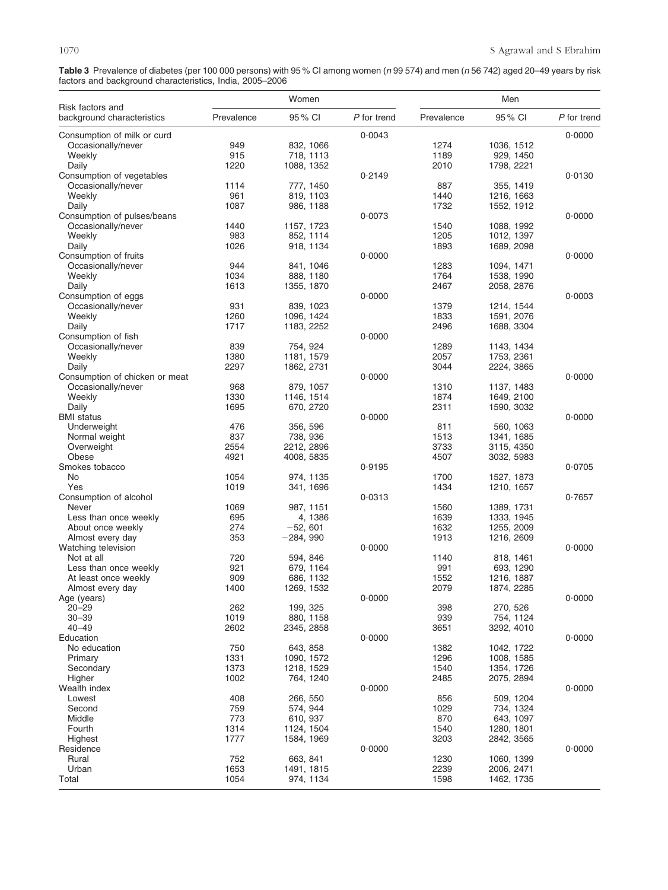**Table 3** Prevalence of diabetes (per 100 000 persons) with 95 % CI among women (*n* 99 574) and men (*n* 56 742) aged 20–49 years by risk factors and background characteristics, India, 2005–2006

| Risk factors and background characteristics | Women | | | Men | | |
|---|---|---|---|---|---|---|
| | Prevalence | 95 % CI | *P* for trend | Prevalence | 95 % CI | *P* for trend |
| Consumption of milk or curd | | | 0·0043 | | | 0·0000 |
| Occasionally/never | 949 | 832, 1066 | | 1274 | 1036, 1512 | |
| Weekly | 915 | 718, 1113 | | 1189 | 929, 1450 | |
| Daily | 1220 | 1088, 1352 | | 2010 | 1798, 2221 | |
| Consumption of vegetables | | | 0·2149 | | | 0·0130 |
| Occasionally/never | 1114 | 777, 1450 | | 887 | 355, 1419 | |
| Weekly | 961 | 819, 1103 | | 1440 | 1216, 1663 | |
| Daily | 1087 | 986, 1188 | | 1732 | 1552, 1912 | |
| Consumption of pulses/beans | | | 0·0073 | | | 0·0000 |
| Occasionally/never | 1440 | 1157, 1723 | | 1540 | 1088, 1992 | |
| Weekly | 983 | 852, 1114 | | 1205 | 1012, 1397 | |
| Daily | 1026 | 918, 1134 | | 1893 | 1689, 2098 | |
| Consumption of fruits | | | 0·0000 | | | 0·0000 |
| Occasionally/never | 944 | 841, 1046 | | 1283 | 1094, 1471 | |
| Weekly | 1034 | 888, 1180 | | 1764 | 1538, 1990 | |
| Daily | 1613 | 1355, 1870 | | 2467 | 2058, 2876 | |
| Consumption of eggs | | | 0·0000 | | | 0·0003 |
| Occasionally/never | 931 | 839, 1023 | | 1379 | 1214, 1544 | |
| Weekly | 1260 | 1096, 1424 | | 1833 | 1591, 2076 | |
| Daily | 1717 | 1183, 2252 | | 2496 | 1688, 3304 | |
| Consumption of fish | | | 0·0000 | | | |
| Occasionally/never | 839 | 754, 924 | | 1289 | 1143, 1434 | |
| Weekly | 1380 | 1181, 1579 | | 2057 | 1753, 2361 | |
| Daily | 2297 | 1862, 2731 | | 3044 | 2224, 3865 | |
| Consumption of chicken or meat | | | 0·0000 | | | 0·0000 |
| Occasionally/never | 968 | 879, 1057 | | 1310 | 1137, 1483 | |
| Weekly | 1330 | 1146, 1514 | | 1874 | 1649, 2100 | |
| Daily | 1695 | 670, 2720 | | 2311 | 1590, 3032 | |
| BMI status | | | 0·0000 | | | 0·0000 |
| Underweight | 476 | 356, 596 | | 811 | 560, 1063 | |
| Normal weight | 837 | 738, 936 | | 1513 | 1341, 1685 | |
| Overweight | 2554 | 2212, 2896 | | 3733 | 3115, 4350 | |
| Obese | 4921 | 4008, 5835 | | 4507 | 3032, 5983 | |
| Smokes tobacco | | | 0·9195 | | | 0·0705 |
| No | 1054 | 974, 1135 | | 1700 | 1527, 1873 | |
| Yes | 1019 | 341, 1696 | | 1434 | 1210, 1657 | |
| Consumption of alcohol | | | 0·0313 | | | 0·7657 |
| Never | 1069 | 987, 1151 | | 1560 | 1389, 1731 | |
| Less than once weekly | 695 | 4, 1386 | | 1639 | 1333, 1945 | |
| About once weekly | 274 | −52, 601 | | 1632 | 1255, 2009 | |
| Almost every day | 353 | −284, 990 | | 1913 | 1216, 2609 | |
| Watching television | | | 0·0000 | | | 0·0000 |
| Not at all | 720 | 594, 846 | | 1140 | 818, 1461 | |
| Less than once weekly | 921 | 679, 1164 | | 991 | 693, 1290 | |
| At least once weekly | 909 | 686, 1132 | | 1552 | 1216, 1887 | |
| Almost every day | 1400 | 1269, 1532 | | 2079 | 1874, 2285 | |
| Age (years) | | | 0·0000 | | | 0·0000 |
| 20–29 | 262 | 199, 325 | | 398 | 270, 526 | |
| 30–39 | 1019 | 880, 1158 | | 939 | 754, 1124 | |
| 40–49 | 2602 | 2345, 2858 | | 3651 | 3292, 4010 | |
| Education | | | 0·0000 | | | 0·0000 |
| No education | 750 | 643, 858 | | 1382 | 1042, 1722 | |
| Primary | 1331 | 1090, 1572 | | 1296 | 1008, 1585 | |
| Secondary | 1373 | 1218, 1529 | | 1540 | 1354, 1726 | |
| Higher | 1002 | 764, 1240 | | 2485 | 2075, 2894 | |
| Wealth index | | | 0·0000 | | | 0·0000 |
| Lowest | 408 | 266, 550 | | 856 | 509, 1204 | |
| Second | 759 | 574, 944 | | 1029 | 734, 1324 | |
| Middle | 773 | 610, 937 | | 870 | 643, 1097 | |
| Fourth | 1314 | 1124, 1504 | | 1540 | 1280, 1801 | |
| Highest | 1777 | 1584, 1969 | | 3203 | 2842, 3565 | |
| Residence | | | 0·0000 | | | 0·0000 |
| Rural | 752 | 663, 841 | | 1230 | 1060, 1399 | |
| Urban | 1653 | 1491, 1815 | | 2239 | 2006, 2471 | |
| Total | 1054 | 974, 1134 | | 1598 | 1462, 1735 | |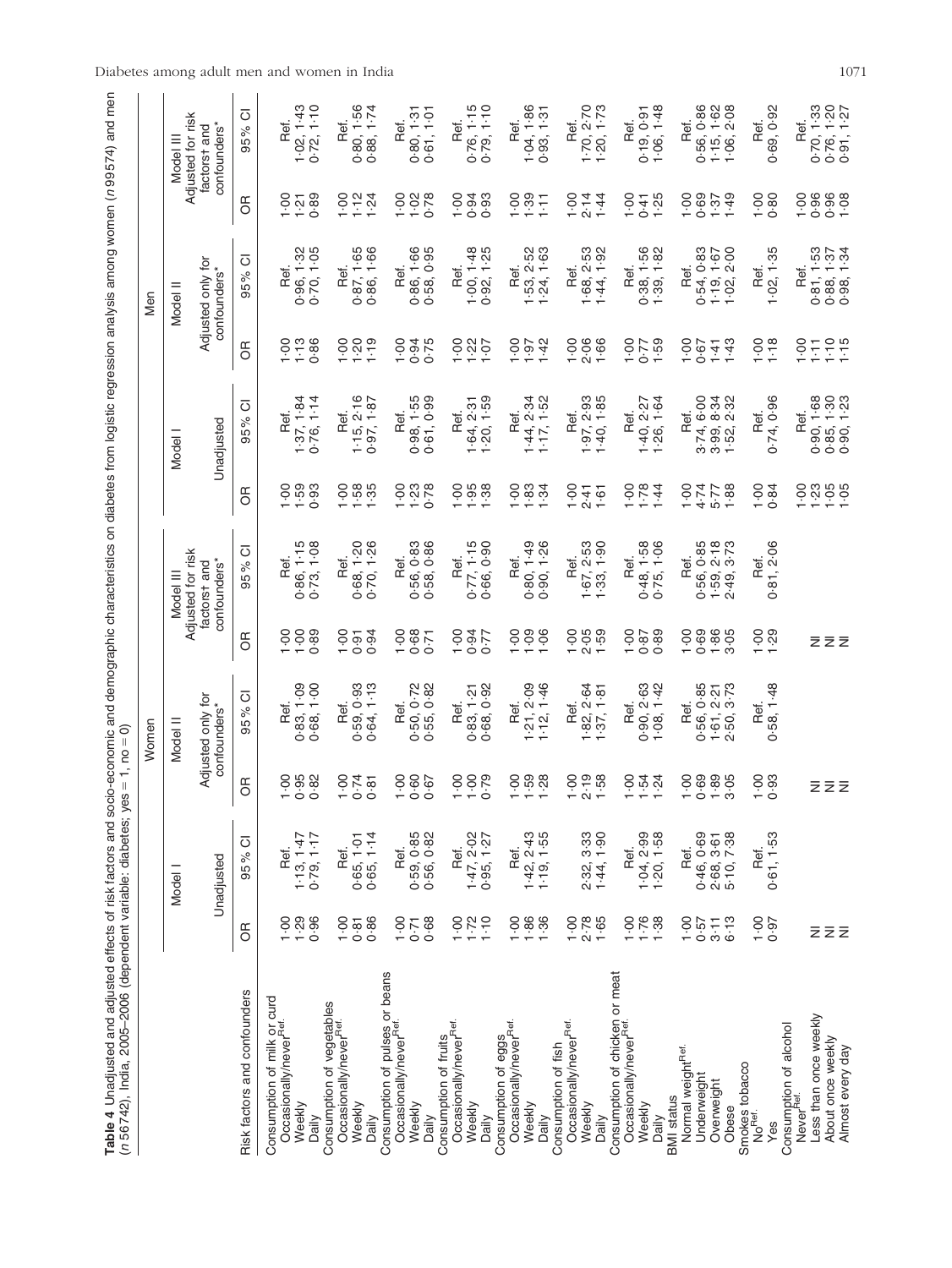**Table 4** Unadjusted and adjusted effects of risk factors and socio-economic and demographic characteristics on diabetes from logistic regression analysis among women (*n* 99574) and men (*n* 56742), India, 2005–2006 (dependent variable: diabetes; yes = 1, no = 0)

| | Women | | | | | | Men | | | | | |
|---|---|---|---|---|---|---|---|---|---|---|---|---|
| | Model I | | Model II | | Model III | | Model I | | Model II | | Model III | |
| | Unadjusted | | Adjusted only for confounders* | | Adjusted for risk factors† and confounders* | | Unadjusted | | Adjusted only for confounders* | | Adjusted for risk factors† and confounders* | |
| Risk factors and confounders | OR | 95 % CI | OR | 95 % CI | OR | 95 % CI | OR | 95 % CI | OR | 95 % CI | OR | 95 % CI |
| Consumption of milk or curd | | | | | | | | | | | | |
| Occasionally/never[Ref.] | 1·00 | Ref. | 1·00 | Ref. | 1·00 | Ref. | 1·00 | Ref. | 1·00 | Ref. | 1·00 | Ref. |
| Weekly | 1·29 | 1·13, 1·47 | 0·95 | 0·83, 1·09 | 1·00 | 0·86, 1·15 | 1·59 | 1·37, 1·84 | 1·13 | 0·96, 1·32 | 1·21 | 1·02, 1·43 |
| Daily | 0·96 | 0·79, 1·17 | 0·82 | 0·68, 1·00 | 0·89 | 0·73, 1·08 | 0·93 | 0·76, 1·14 | 0·86 | 0·70, 1·05 | 0·89 | 0·72, 1·10 |
| Consumption of vegetables | | | | | | | | | | | | |
| Occasionally/never[Ref.] | 1·00 | Ref. | 1·00 | Ref. | 1·00 | Ref. | 1·00 | Ref. | 1·00 | Ref. | 1·00 | Ref. |
| Weekly | 0·81 | 0·65, 1·01 | 0·74 | 0·59, 0·93 | 0·91 | 0·68, 1·20 | 1·58 | 1·15, 2·16 | 1·20 | 0·87, 1·65 | 1·12 | 0·80, 1·56 |
| Daily | 0·86 | 0·65, 1·14 | 0·81 | 0·64, 1·13 | 0·94 | 0·70, 1·26 | 1·35 | 0·97, 1·87 | 1·19 | 0·86, 1·66 | 1·24 | 0·88, 1·74 |
| Consumption of pulses or beans | | | | | | | | | | | | |
| Occasionally/never[Ref.] | 1·00 | Ref. | 1·00 | Ref. | 1·00 | Ref. | 1·00 | Ref. | 1·00 | Ref. | 1·00 | Ref. |
| Weekly | 0·71 | 0·59, 0·85 | 0·60 | 0·50, 0·72 | 0·68 | 0·56, 0·83 | 1·23 | 0·98, 1·55 | 0·94 | 0·86, 1·66 | 1·02 | 0·80, 1·31 |
| Daily | 0·68 | 0·56, 0·82 | 0·67 | 0·55, 0·82 | 0·71 | 0·58, 0·86 | 0·78 | 0·61, 0·99 | 0·75 | 0·58, 0·95 | 0·78 | 0·61, 1·01 |
| Consumption of fruits | | | | | | | | | | | | |
| Occasionally/never[Ref.] | 1·00 | Ref. | 1·00 | Ref. | 1·00 | Ref. | 1·00 | Ref. | 1·00 | Ref. | 1·00 | Ref. |
| Weekly | 1·72 | 1·47, 2·02 | 1·00 | 0·83, 1·21 | 0·94 | 0·77, 1·15 | 1·95 | 1·64, 2·31 | 1·22 | 1·00, 1·48 | 0·94 | 0·76, 1·15 |
| Daily | 1·10 | 0·95, 1·27 | 0·79 | 0·68, 0·92 | 0·77 | 0·66, 0·90 | 1·38 | 1·20, 1·59 | 1·07 | 0·92, 1·25 | 0·93 | 0·79, 1·10 |
| Consumption of eggs | | | | | | | | | | | | |
| Occasionally/never[Ref.] | 1·00 | Ref. | 1·00 | Ref. | 1·00 | Ref. | 1·00 | Ref. | 1·00 | Ref. | 1·00 | Ref. |
| Weekly | 1·86 | 1·42, 2·43 | 1·59 | 1·21, 2·09 | 1·09 | 0·80, 1·49 | 1·83 | 1·44, 2·34 | 1·97 | 1·53, 2·52 | 1·39 | 1·04, 1·86 |
| Daily | 1·36 | 1·19, 1·55 | 1·28 | 1·12, 1·46 | 1·06 | 0·90, 1·26 | 1·34 | 1·17, 1·52 | 1·42 | 1·24, 1·63 | 1·11 | 0·93, 1·31 |
| Consumption of fish | | | | | | | | | | | | |
| Occasionally/never[Ref.] | 1·00 | | 1·00 | Ref. | 1·00 | Ref. | 1·00 | Ref. | 1·00 | Ref. | 1·00 | Ref. |
| Weekly | 2·78 | 2·32, 3·33 | 2·19 | 1·82, 2·64 | 2·05 | 1·67, 2·53 | 2·41 | 1·97, 2·93 | 2·06 | 1·68, 2·53 | 2·14 | 1·70, 2·70 |
| Daily | 1·65 | 1·44, 1·90 | 1·58 | 1·37, 1·81 | 1·59 | 1·33, 1·90 | 1·61 | 1·40, 1·85 | 1·66 | 1·44, 1·92 | 1·44 | 1·20, 1·73 |
| Consumption of chicken or meat | | | | | | | | | | | | |
| Occasionally/never[Ref.] | 1·00 | Ref. | 1·00 | Ref. | 1·00 | Ref. | 1·00 | Ref. | 1·00 | Ref. | 1·00 | Ref. |
| Weekly | 1·76 | 1·04, 2·99 | 1·54 | 0·90, 2·63 | 0·87 | 0·48, 1·58 | 1·78 | 1·40, 2·27 | 0·77 | 0·38, 1·56 | 0·41 | 0·19, 0·91 |
| Daily | 1·38 | 1·20, 1·58 | 1·24 | 1·08, 1·42 | 0·89 | 0·75, 1·06 | 1·44 | 1·26, 1·64 | 1·59 | 1·39, 1·82 | 1·25 | 1·06, 1·48 |
| BMI status | | | | | | | | | | | | |
| Normal weight[Ref.] | 1·00 | Ref. | 1·00 | Ref. | 1·00 | Ref. | 1·00 | Ref. | 1·00 | Ref. | 1·00 | Ref. |
| Underweight | 0·57 | 0·46, 0·69 | 0·69 | 0·56, 0·85 | 0·69 | 0·56, 0·85 | 4·74 | 3·74, 6·00 | 0·67 | 0·54, 0·83 | 0·69 | 0·56, 0·86 |
| Overweight | 3·11 | 2·68, 3·61 | 1·89 | 1·61, 2·21 | 1·86 | 1·59, 2·18 | 5·77 | 3·99, 8·34 | 1·41 | 1·19, 1·67 | 1·37 | 1·15, 1·62 |
| Obese | 6·13 | 5·10, 7·38 | 3·05 | 2·50, 3·73 | 3·05 | 2·49, 3·73 | 1·88 | 1·52, 2·32 | 1·43 | 1·02, 2·00 | 1·49 | 1·06, 2·08 |
| Smokes tobacco | | | | | | | | | | | | |
| No[Ref.] | 1·00 | Ref. | 1·00 | Ref. | 1·00 | Ref. | 1·00 | Ref. | 1·00 | Ref. | 1·00 | Ref. |
| Yes | 0·97 | 0·61, 1·53 | 0·93 | 0·58, 1·48 | 1·29 | 0·81, 2·06 | 0·84 | 0·74, 0·96 | 1·18 | 1·02, 1·35 | 0·80 | 0·69, 0·92 |
| Consumption of alcohol | | | | | | | | | | | | |
| Never[Ref.] | | | | | | | 1·00 | Ref. | 1·00 | Ref. | 1·00 | Ref. |
| Less than once weekly | NI | | NI | | NI | | 1·23 | 0·90, 1·68 | 1·11 | 0·81, 1·53 | 0·96 | 0·70, 1·33 |
| About once weekly | NI | | NI | | NI | | 1·05 | 0·85, 1·30 | 1·10 | 0·88, 1·37 | 0·96 | 0·76, 1·20 |
| Almost every day | NI | | NI | | NI | | 1·05 | 0·90, 1·23 | 1·15 | 0·98, 1·34 | 1·08 | 0·91, 1·27 |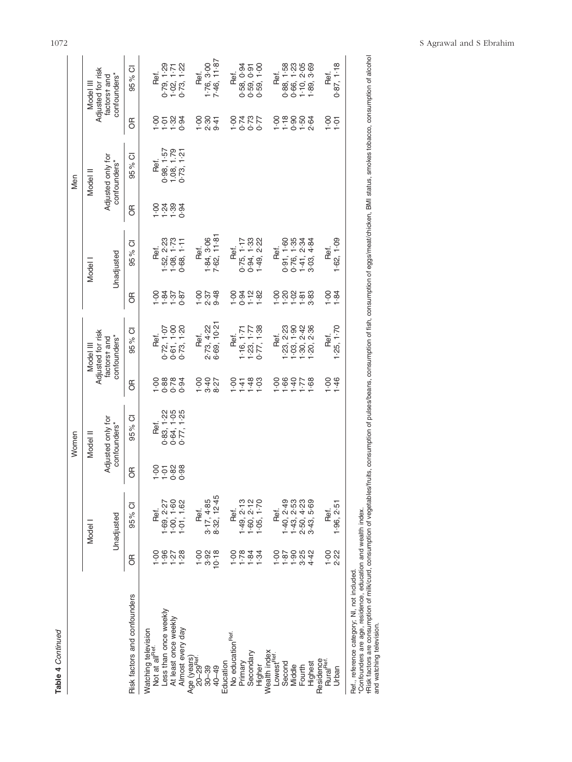**Table 4** *Continued*

| Risk factors and confounders | Women | | | | | | Men | | | | | |
|---|---|---|---|---|---|---|---|---|---|---|---|---|
| | Model I | | Model II | | Model III | | Model I | | Model II | | Model III | |
| | Unadjusted | | Adjusted only for confounders* | | Adjusted for risk factors† and confounders* | | Unadjusted | | Adjusted only for confounders* | | Adjusted for risk factors† and confounders* | |
| | OR | 95 % CI | OR | 95 % CI | OR | 95 % CI | OR | 95 % CI | OR | 95 % CI | OR | 95 % CI |
| Watching television | | | | | | | | | | | | |
| Not at all[Ref.] | 1·00 | Ref. | 1·00 | Ref. | 1·00 | Ref. | 1·00 | Ref. | 1·00 | Ref. | 1·00 | Ref. |
| Less than once weekly | 1·96 | 1·69, 2·27 | 1·01 | 0·83, 1·22 | 0·88 | 0·72, 1·07 | 1·84 | 1·52, 2·23 | 1·24 | 0·98, 1·57 | 1·01 | 0·79, 1·29 |
| At least once weekly | 1·27 | 1·00, 1·60 | 0·82 | 0·64, 1·05 | 0·78 | 0·61, 1·00 | 1·37 | 1·08, 1·73 | 1·39 | 1·08, 1·79 | 1·32 | 1·02, 1·71 |
| Almost every day | 1·28 | 1·01, 1·62 | 0·98 | 0·77, 1·25 | 0·94 | 0·73, 1·20 | 0·87 | 0·68, 1·11 | 0·94 | 0·73, 1·21 | 0·94 | 0·73, 1·22 |
| Age (years) | | | | | | | | | | | | |
| 20–29[Ref.] | 1·00 | Ref. | | | 1·00 | Ref. | 1·00 | Ref. | | | 1·00 | Ref. |
| 30–39 | 3·92 | 3·17, 4·85 | | | 3·40 | 2·73, 4·22 | 2·37 | 1·84, 3·06 | | | 2·30 | 1·76, 3·00 |
| 40–49 | 10·18 | 8·32, 12·45 | | | 8·27 | 6·69, 10·21 | 9·48 | 7·62, 11·81 | | | 9·41 | 7·46, 11·87 |
| Education | | | | | | | | | | | | |
| No education[Ref.] | 1·00 | Ref. | | | 1·00 | Ref. | 1·00 | Ref. | | | 1·00 | Ref. |
| Primary | 1·78 | 1·49, 2·13 | | | 1·41 | 1·16, 1·71 | 0·94 | 0·75, 1·17 | | | 0·74 | 0·58, 0·94 |
| Secondary | 1·84 | 1·60, 2·12 | | | 1·48 | 1·23, 1·77 | 1·12 | 0·94, 1·33 | | | 0·73 | 0·59, 0·91 |
| Higher | 1·34 | 1·05, 1·70 | | | 1·03 | 0·77, 1·38 | 1·82 | 1·49, 2·22 | | | 0·77 | 0·59, 1·00 |
| Wealth index | | | | | | | | | | | | |
| Lowest[Ref.] | 1·00 | Ref. | | | 1·00 | Ref. | 1·00 | Ref. | | | 1·00 | Ref. |
| Second | 1·87 | 1·40, 2·49 | | | 1·66 | 1·23, 2·23 | 1·20 | 0·91, 1·60 | | | 1·18 | 0·88, 1·58 |
| Middle | 1·90 | 1·43, 2·53 | | | 1·40 | 1·03, 1·90 | 1·02 | 0·76, 1·35 | | | 0·90 | 0·66, 1·23 |
| Fourth | 3·25 | 2·50, 4·23 | | | 1·77 | 1·30, 2·42 | 1·81 | 1·41, 2·34 | | | 1·50 | 1·10, 2·05 |
| Highest | 4·42 | 3·43, 5·69 | | | 1·68 | 1·20, 2·36 | 3·83 | 3·03, 4·84 | | | 2·64 | 1·89, 3·69 |
| Residence | | | | | | | | | | | | |
| Rural[Ref.] | 1·00 | Ref. | | | 1·00 | Ref. | 1·00 | Ref. | | | 1·00 | Ref. |
| Urban | 2·22 | 1·96, 2·51 | | | 1·46 | 1·25, 1·70 | 1·84 | 1·62, 1·09 | | | 1·01 | 0·87, 1·18 |

Ref., reference category; NI, not included.
*Confounders are age, residence, education and wealth index.
†Risk factors are consumption of milk/curd, consumption of vegetables/fruits, consumption of pulses/beans, consumption of fish, consumption of eggs/meat/chicken, BMI status, smokes tobacco, consumption of alcohol and watching television.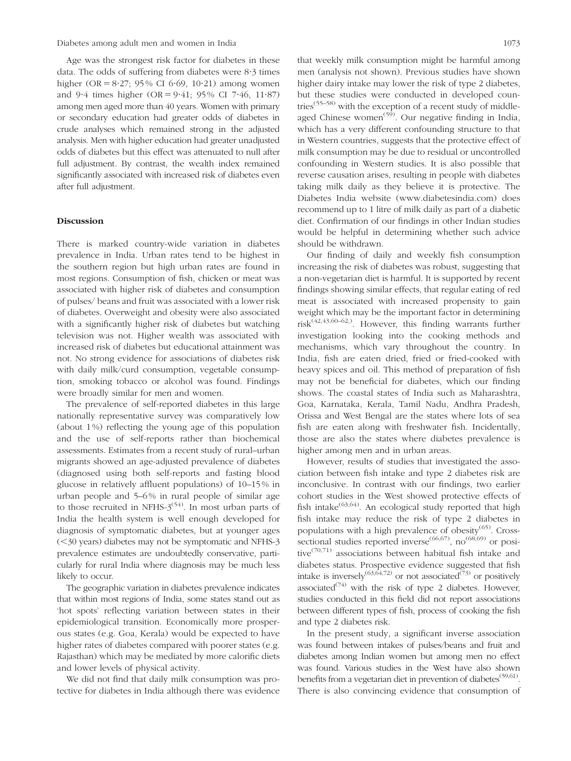Age was the strongest risk factor for diabetes in these data. The odds of suffering from diabetes were 8·3 times higher (OR = 8·27; 95 % CI 6·69, 10·21) among women and 9·4 times higher (OR = 9·41; 95 % CI 7·46, 11·87) among men aged more than 40 years. Women with primary or secondary education had greater odds of diabetes in crude analyses which remained strong in the adjusted analysis. Men with higher education had greater unadjusted odds of diabetes but this effect was attenuated to null after full adjustment. By contrast, the wealth index remained significantly associated with increased risk of diabetes even after full adjustment.

## Discussion

There is marked country-wide variation in diabetes prevalence in India. Urban rates tend to be highest in the southern region but high urban rates are found in most regions. Consumption of fish, chicken or meat was associated with higher risk of diabetes and consumption of pulses/ beans and fruit was associated with a lower risk of diabetes. Overweight and obesity were also associated with a significantly higher risk of diabetes but watching television was not. Higher wealth was associated with increased risk of diabetes but educational attainment was not. No strong evidence for associations of diabetes risk with daily milk/curd consumption, vegetable consumption, smoking tobacco or alcohol was found. Findings were broadly similar for men and women.

The prevalence of self-reported diabetes in this large nationally representative survey was comparatively low (about 1 %) reflecting the young age of this population and the use of self-reports rather than biochemical assessments. Estimates from a recent study of rural–urban migrants showed an age-adjusted prevalence of diabetes (diagnosed using both self-reports and fasting blood glucose in relatively affluent populations) of 10–15 % in urban people and 5–6 % in rural people of similar age to those recruited in NFHS-3[54]. In most urban parts of India the health system is well enough developed for diagnosis of symptomatic diabetes, but at younger ages (<30 years) diabetes may not be symptomatic and NFHS-3 prevalence estimates are undoubtedly conservative, particularly for rural India where diagnosis may be much less likely to occur.

The geographic variation in diabetes prevalence indicates that within most regions of India, some states stand out as 'hot spots' reflecting variation between states in their epidemiological transition. Economically more prosperous states (e.g. Goa, Kerala) would be expected to have higher rates of diabetes compared with poorer states (e.g. Rajasthan) which may be mediated by more calorific diets and lower levels of physical activity.

We did not find that daily milk consumption was protective for diabetes in India although there was evidence that weekly milk consumption might be harmful among men (analysis not shown). Previous studies have shown higher dairy intake may lower the risk of type 2 diabetes, but these studies were conducted in developed countries[55–58] with the exception of a recent study of middle-aged Chinese women[59]. Our negative finding in India, which has a very different confounding structure to that in Western countries, suggests that the protective effect of milk consumption may be due to residual or uncontrolled confounding in Western studies. It is also possible that reverse causation arises, resulting in people with diabetes taking milk daily as they believe it is protective. The Diabetes India website (www.diabetesindia.com) does recommend up to 1 litre of milk daily as part of a diabetic diet. Confirmation of our findings in other Indian studies would be helpful in determining whether such advice should be withdrawn.

Our finding of daily and weekly fish consumption increasing the risk of diabetes was robust, suggesting that a non-vegetarian diet is harmful. It is supported by recent findings showing similar effects, that regular eating of red meat is associated with increased propensity to gain weight which may be the important factor in determining risk[42,43,60–62,]. However, this finding warrants further investigation looking into the cooking methods and mechanisms, which vary throughout the country. In India, fish are eaten dried, fried or fried-cooked with heavy spices and oil. This method of preparation of fish may not be beneficial for diabetes, which our finding shows. The coastal states of India such as Maharashtra, Goa, Karnataka, Kerala, Tamil Nadu, Andhra Pradesh, Orissa and West Bengal are the states where lots of sea fish are eaten along with freshwater fish. Incidentally, those are also the states where diabetes prevalence is higher among men and in urban areas.

However, results of studies that investigated the association between fish intake and type 2 diabetes risk are inconclusive. In contrast with our findings, two earlier cohort studies in the West showed protective effects of fish intake[63,64]. An ecological study reported that high fish intake may reduce the risk of type 2 diabetes in populations with a high prevalence of obesity[65]. Cross-sectional studies reported inverse[66,67], no[68,69] or positive[70,71] associations between habitual fish intake and diabetes status. Prospective evidence suggested that fish intake is inversely[63,64,72] or not associated[73] or positively associated[74] with the risk of type 2 diabetes. However, studies conducted in this field did not report associations between different types of fish, process of cooking the fish and type 2 diabetes risk.

In the present study, a significant inverse association was found between intakes of pulses/beans and fruit and diabetes among Indian women but among men no effect was found. Various studies in the West have also shown benefits from a vegetarian diet in prevention of diabetes[59,61]. There is also convincing evidence that consumption of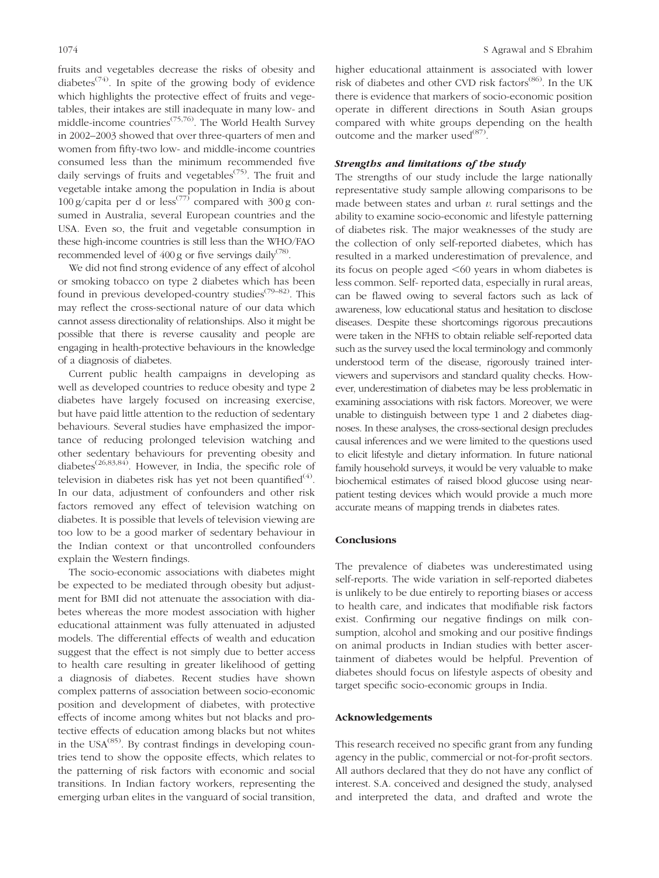fruits and vegetables decrease the risks of obesity and diabetes[74]. In spite of the growing body of evidence which highlights the protective effect of fruits and vegetables, their intakes are still inadequate in many low- and middle-income countries[75,76]. The World Health Survey in 2002–2003 showed that over three-quarters of men and women from fifty-two low- and middle-income countries consumed less than the minimum recommended five daily servings of fruits and vegetables[75]. The fruit and vegetable intake among the population in India is about 100 g/capita per d or less[77] compared with 300 g consumed in Australia, several European countries and the USA. Even so, the fruit and vegetable consumption in these high-income countries is still less than the WHO/FAO recommended level of 400 g or five servings daily[78].

We did not find strong evidence of any effect of alcohol or smoking tobacco on type 2 diabetes which has been found in previous developed-country studies[79–82]. This may reflect the cross-sectional nature of our data which cannot assess directionality of relationships. Also it might be possible that there is reverse causality and people are engaging in health-protective behaviours in the knowledge of a diagnosis of diabetes.

Current public health campaigns in developing as well as developed countries to reduce obesity and type 2 diabetes have largely focused on increasing exercise, but have paid little attention to the reduction of sedentary behaviours. Several studies have emphasized the importance of reducing prolonged television watching and other sedentary behaviours for preventing obesity and diabetes[26,83,84]. However, in India, the specific role of television in diabetes risk has yet not been quantified[4]. In our data, adjustment of confounders and other risk factors removed any effect of television watching on diabetes. It is possible that levels of television viewing are too low to be a good marker of sedentary behaviour in the Indian context or that uncontrolled confounders explain the Western findings.

The socio-economic associations with diabetes might be expected to be mediated through obesity but adjustment for BMI did not attenuate the association with diabetes whereas the more modest association with higher educational attainment was fully attenuated in adjusted models. The differential effects of wealth and education suggest that the effect is not simply due to better access to health care resulting in greater likelihood of getting a diagnosis of diabetes. Recent studies have shown complex patterns of association between socio-economic position and development of diabetes, with protective effects of income among whites but not blacks and protective effects of education among blacks but not whites in the USA[85]. By contrast findings in developing countries tend to show the opposite effects, which relates to the patterning of risk factors with economic and social transitions. In Indian factory workers, representing the emerging urban elites in the vanguard of social transition, higher educational attainment is associated with lower risk of diabetes and other CVD risk factors[86]. In the UK there is evidence that markers of socio-economic position operate in different directions in South Asian groups compared with white groups depending on the health outcome and the marker used[87].

### *Strengths and limitations of the study*

The strengths of our study include the large nationally representative study sample allowing comparisons to be made between states and urban *v.* rural settings and the ability to examine socio-economic and lifestyle patterning of diabetes risk. The major weaknesses of the study are the collection of only self-reported diabetes, which has resulted in a marked underestimation of prevalence, and its focus on people aged <60 years in whom diabetes is less common. Self- reported data, especially in rural areas, can be flawed owing to several factors such as lack of awareness, low educational status and hesitation to disclose diseases. Despite these shortcomings rigorous precautions were taken in the NFHS to obtain reliable self-reported data such as the survey used the local terminology and commonly understood term of the disease, rigorously trained interviewers and supervisors and standard quality checks. However, underestimation of diabetes may be less problematic in examining associations with risk factors. Moreover, we were unable to distinguish between type 1 and 2 diabetes diagnoses. In these analyses, the cross-sectional design precludes causal inferences and we were limited to the questions used to elicit lifestyle and dietary information. In future national family household surveys, it would be very valuable to make biochemical estimates of raised blood glucose using near-patient testing devices which would provide a much more accurate means of mapping trends in diabetes rates.

## Conclusions

The prevalence of diabetes was underestimated using self-reports. The wide variation in self-reported diabetes is unlikely to be due entirely to reporting biases or access to health care, and indicates that modifiable risk factors exist. Confirming our negative findings on milk consumption, alcohol and smoking and our positive findings on animal products in Indian studies with better ascertainment of diabetes would be helpful. Prevention of diabetes should focus on lifestyle aspects of obesity and target specific socio-economic groups in India.

## Acknowledgements

This research received no specific grant from any funding agency in the public, commercial or not-for-profit sectors. All authors declared that they do not have any conflict of interest. S.A. conceived and designed the study, analysed and interpreted the data, and drafted and wrote the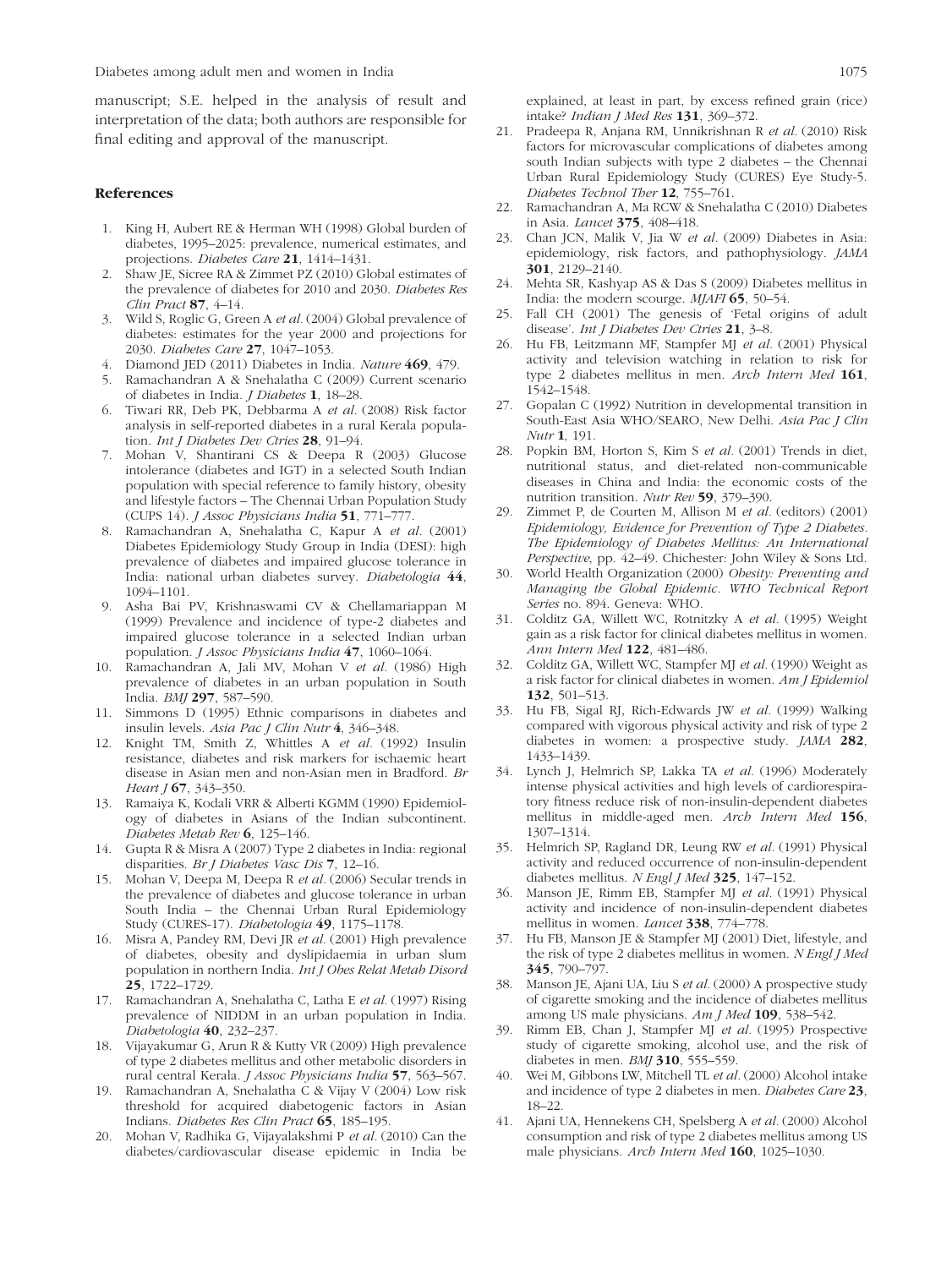manuscript; S.E. helped in the analysis of result and interpretation of the data; both authors are responsible for final editing and approval of the manuscript.

## References

1. King H, Aubert RE & Herman WH (1998) Global burden of diabetes, 1995–2025: prevalence, numerical estimates, and projections. *Diabetes Care* **21**, 1414–1431.
2. Shaw JE, Sicree RA & Zimmet PZ (2010) Global estimates of the prevalence of diabetes for 2010 and 2030. *Diabetes Res Clin Pract* **87**, 4–14.
3. Wild S, Roglic G, Green A *et al.* (2004) Global prevalence of diabetes: estimates for the year 2000 and projections for 2030. *Diabetes Care* **27**, 1047–1053.
4. Diamond JED (2011) Diabetes in India. *Nature* **469**, 479.
5. Ramachandran A & Snehalatha C (2009) Current scenario of diabetes in India. *J Diabetes* **1**, 18–28.
6. Tiwari RR, Deb PK, Debbarma A *et al.* (2008) Risk factor analysis in self-reported diabetes in a rural Kerala population. *Int J Diabetes Dev Ctries* **28**, 91–94.
7. Mohan V, Shantirani CS & Deepa R (2003) Glucose intolerance (diabetes and IGT) in a selected South Indian population with special reference to family history, obesity and lifestyle factors – The Chennai Urban Population Study (CUPS 14). *J Assoc Physicians India* **51**, 771–777.
8. Ramachandran A, Snehalatha C, Kapur A *et al.* (2001) Diabetes Epidemiology Study Group in India (DESI): high prevalence of diabetes and impaired glucose tolerance in India: national urban diabetes survey. *Diabetologia* **44**, 1094–1101.
9. Asha Bai PV, Krishnaswami CV & Chellamariappan M (1999) Prevalence and incidence of type-2 diabetes and impaired glucose tolerance in a selected Indian urban population. *J Assoc Physicians India* **47**, 1060–1064.
10. Ramachandran A, Jali MV, Mohan V *et al.* (1986) High prevalence of diabetes in an urban population in South India. *BMJ* **297**, 587–590.
11. Simmons D (1995) Ethnic comparisons in diabetes and insulin levels. *Asia Pac J Clin Nutr* **4**, 346–348.
12. Knight TM, Smith Z, Whittles A *et al.* (1992) Insulin resistance, diabetes and risk markers for ischaemic heart disease in Asian men and non-Asian men in Bradford. *Br Heart J* **67**, 343–350.
13. Ramaiya K, Kodali VRR & Alberti KGMM (1990) Epidemiology of diabetes in Asians of the Indian subcontinent. *Diabetes Metab Rev* **6**, 125–146.
14. Gupta R & Misra A (2007) Type 2 diabetes in India: regional disparities. *Br J Diabetes Vasc Dis* **7**, 12–16.
15. Mohan V, Deepa M, Deepa R *et al.* (2006) Secular trends in the prevalence of diabetes and glucose tolerance in urban South India – the Chennai Urban Rural Epidemiology Study (CURES-17). *Diabetologia* **49**, 1175–1178.
16. Misra A, Pandey RM, Devi JR *et al.* (2001) High prevalence of diabetes, obesity and dyslipidaemia in urban slum population in northern India. *Int J Obes Relat Metab Disord* **25**, 1722–1729.
17. Ramachandran A, Snehalatha C, Latha E *et al.* (1997) Rising prevalence of NIDDM in an urban population in India. *Diabetologia* **40**, 232–237.
18. Vijayakumar G, Arun R & Kutty VR (2009) High prevalence of type 2 diabetes mellitus and other metabolic disorders in rural central Kerala. *J Assoc Physicians India* **57**, 563–567.
19. Ramachandran A, Snehalatha C & Vijay V (2004) Low risk threshold for acquired diabetogenic factors in Asian Indians. *Diabetes Res Clin Pract* **65**, 185–195.
20. Mohan V, Radhika G, Vijayalakshmi P *et al.* (2010) Can the diabetes/cardiovascular disease epidemic in India be explained, at least in part, by excess refined grain (rice) intake? *Indian J Med Res* **131**, 369–372.
21. Pradeepa R, Anjana RM, Unnikrishnan R *et al.* (2010) Risk factors for microvascular complications of diabetes among south Indian subjects with type 2 diabetes – the Chennai Urban Rural Epidemiology Study (CURES) Eye Study-5. *Diabetes Technol Ther* **12**, 755–761.
22. Ramachandran A, Ma RCW & Snehalatha C (2010) Diabetes in Asia. *Lancet* **375**, 408–418.
23. Chan JCN, Malik V, Jia W *et al.* (2009) Diabetes in Asia: epidemiology, risk factors, and pathophysiology. *JAMA* **301**, 2129–2140.
24. Mehta SR, Kashyap AS & Das S (2009) Diabetes mellitus in India: the modern scourge. *MJAFI* **65**, 50–54.
25. Fall CH (2001) The genesis of 'Fetal origins of adult disease'. *Int J Diabetes Dev Ctries* **21**, 3–8.
26. Hu FB, Leitzmann MF, Stampfer MJ *et al.* (2001) Physical activity and television watching in relation to risk for type 2 diabetes mellitus in men. *Arch Intern Med* **161**, 1542–1548.
27. Gopalan C (1992) Nutrition in developmental transition in South-East Asia WHO/SEARO, New Delhi. *Asia Pac J Clin Nutr* **1**, 191.
28. Popkin BM, Horton S, Kim S *et al.* (2001) Trends in diet, nutritional status, and diet-related non-communicable diseases in China and India: the economic costs of the nutrition transition. *Nutr Rev* **59**, 379–390.
29. Zimmet P, de Courten M, Allison M *et al.* (editors) (2001) *Epidemiology, Evidence for Prevention of Type 2 Diabetes. The Epidemiology of Diabetes Mellitus: An International Perspective*, pp. 42–49. Chichester: John Wiley & Sons Ltd.
30. World Health Organization (2000) *Obesity: Preventing and Managing the Global Epidemic. WHO Technical Report Series* no. 894. Geneva: WHO.
31. Colditz GA, Willett WC, Rotnitzky A *et al.* (1995) Weight gain as a risk factor for clinical diabetes mellitus in women. *Ann Intern Med* **122**, 481–486.
32. Colditz GA, Willett WC, Stampfer MJ *et al.* (1990) Weight as a risk factor for clinical diabetes in women. *Am J Epidemiol* **132**, 501–513.
33. Hu FB, Sigal RJ, Rich-Edwards JW *et al.* (1999) Walking compared with vigorous physical activity and risk of type 2 diabetes in women: a prospective study. *JAMA* **282**, 1433–1439.
34. Lynch J, Helmrich SP, Lakka TA *et al.* (1996) Moderately intense physical activities and high levels of cardiorespiratory fitness reduce risk of non-insulin-dependent diabetes mellitus in middle-aged men. *Arch Intern Med* **156**, 1307–1314.
35. Helmrich SP, Ragland DR, Leung RW *et al.* (1991) Physical activity and reduced occurrence of non-insulin-dependent diabetes mellitus. *N Engl J Med* **325**, 147–152.
36. Manson JE, Rimm EB, Stampfer MJ *et al.* (1991) Physical activity and incidence of non-insulin-dependent diabetes mellitus in women. *Lancet* **338**, 774–778.
37. Hu FB, Manson JE & Stampfer MJ (2001) Diet, lifestyle, and the risk of type 2 diabetes mellitus in women. *N Engl J Med* **345**, 790–797.
38. Manson JE, Ajani UA, Liu S *et al.* (2000) A prospective study of cigarette smoking and the incidence of diabetes mellitus among US male physicians. *Am J Med* **109**, 538–542.
39. Rimm EB, Chan J, Stampfer MJ *et al.* (1995) Prospective study of cigarette smoking, alcohol use, and the risk of diabetes in men. *BMJ* **310**, 555–559.
40. Wei M, Gibbons LW, Mitchell TL *et al.* (2000) Alcohol intake and incidence of type 2 diabetes in men. *Diabetes Care* **23**, 18–22.
41. Ajani UA, Hennekens CH, Spelsberg A *et al.* (2000) Alcohol consumption and risk of type 2 diabetes mellitus among US male physicians. *Arch Intern Med* **160**, 1025–1030.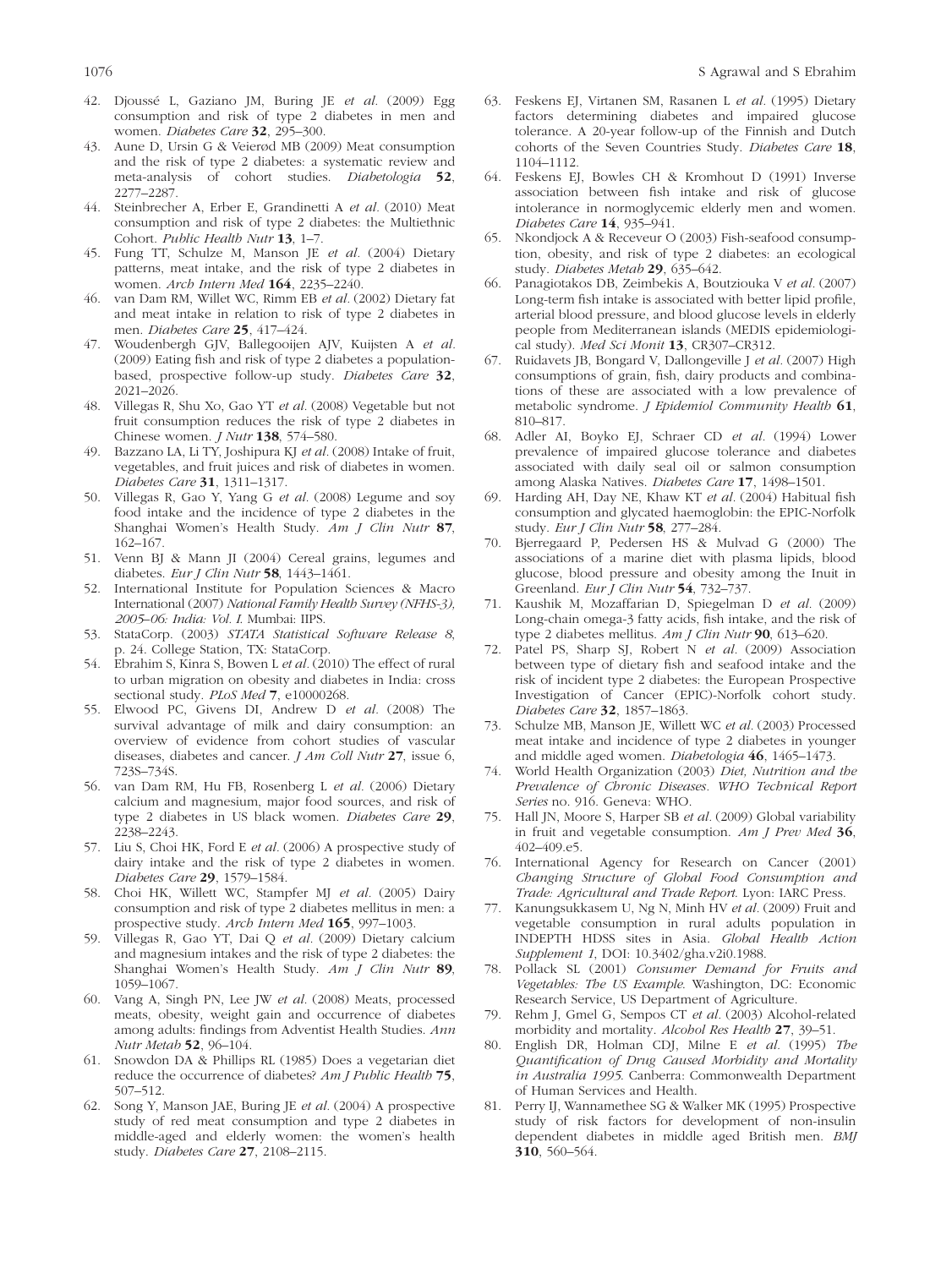42. Djoussé L, Gaziano JM, Buring JE *et al.* (2009) Egg consumption and risk of type 2 diabetes in men and women. *Diabetes Care* **32**, 295–300.
43. Aune D, Ursin G & Veierød MB (2009) Meat consumption and the risk of type 2 diabetes: a systematic review and meta-analysis of cohort studies. *Diabetologia* **52**, 2277–2287.
44. Steinbrecher A, Erber E, Grandinetti A *et al.* (2010) Meat consumption and risk of type 2 diabetes: the Multiethnic Cohort. *Public Health Nutr* **13**, 1–7.
45. Fung TT, Schulze M, Manson JE *et al.* (2004) Dietary patterns, meat intake, and the risk of type 2 diabetes in women. *Arch Intern Med* **164**, 2235–2240.
46. van Dam RM, Willet WC, Rimm EB *et al.* (2002) Dietary fat and meat intake in relation to risk of type 2 diabetes in men. *Diabetes Care* **25**, 417–424.
47. Woudenbergh GJV, Ballegooijen AJV, Kuijsten A *et al.* (2009) Eating fish and risk of type 2 diabetes a population-based, prospective follow-up study. *Diabetes Care* **32**, 2021–2026.
48. Villegas R, Shu Xo, Gao YT *et al.* (2008) Vegetable but not fruit consumption reduces the risk of type 2 diabetes in Chinese women. *J Nutr* **138**, 574–580.
49. Bazzano LA, Li TY, Joshipura KJ *et al.* (2008) Intake of fruit, vegetables, and fruit juices and risk of diabetes in women. *Diabetes Care* **31**, 1311–1317.
50. Villegas R, Gao Y, Yang G *et al.* (2008) Legume and soy food intake and the incidence of type 2 diabetes in the Shanghai Women's Health Study. *Am J Clin Nutr* **87**, 162–167.
51. Venn BJ & Mann JI (2004) Cereal grains, legumes and diabetes. *Eur J Clin Nutr* **58**, 1443–1461.
52. International Institute for Population Sciences & Macro International (2007) *National Family Health Survey (NFHS-3), 2005–06: India: Vol. I.* Mumbai: IIPS.
53. StataCorp. (2003) *STATA Statistical Software Release 8*, p. 24. College Station, TX: StataCorp.
54. Ebrahim S, Kinra S, Bowen L *et al.* (2010) The effect of rural to urban migration on obesity and diabetes in India: cross sectional study. *PLoS Med* **7**, e10000268.
55. Elwood PC, Givens DI, Andrew D *et al.* (2008) The survival advantage of milk and dairy consumption: an overview of evidence from cohort studies of vascular diseases, diabetes and cancer. *J Am Coll Nutr* **27**, issue 6, 723S–734S.
56. van Dam RM, Hu FB, Rosenberg L *et al.* (2006) Dietary calcium and magnesium, major food sources, and risk of type 2 diabetes in US black women. *Diabetes Care* **29**, 2238–2243.
57. Liu S, Choi HK, Ford E *et al.* (2006) A prospective study of dairy intake and the risk of type 2 diabetes in women. *Diabetes Care* **29**, 1579–1584.
58. Choi HK, Willett WC, Stampfer MJ *et al.* (2005) Dairy consumption and risk of type 2 diabetes mellitus in men: a prospective study. *Arch Intern Med* **165**, 997–1003.
59. Villegas R, Gao YT, Dai Q *et al.* (2009) Dietary calcium and magnesium intakes and the risk of type 2 diabetes: the Shanghai Women's Health Study. *Am J Clin Nutr* **89**, 1059–1067.
60. Vang A, Singh PN, Lee JW *et al.* (2008) Meats, processed meats, obesity, weight gain and occurrence of diabetes among adults: findings from Adventist Health Studies. *Ann Nutr Metab* **52**, 96–104.
61. Snowdon DA & Phillips RL (1985) Does a vegetarian diet reduce the occurrence of diabetes? *Am J Public Health* **75**, 507–512.
62. Song Y, Manson JAE, Buring JE *et al.* (2004) A prospective study of red meat consumption and type 2 diabetes in middle-aged and elderly women: the women's health study. *Diabetes Care* **27**, 2108–2115.
63. Feskens EJ, Virtanen SM, Rasanen L *et al.* (1995) Dietary factors determining diabetes and impaired glucose tolerance. A 20-year follow-up of the Finnish and Dutch cohorts of the Seven Countries Study. *Diabetes Care* **18**, 1104–1112.
64. Feskens EJ, Bowles CH & Kromhout D (1991) Inverse association between fish intake and risk of glucose intolerance in normoglycemic elderly men and women. *Diabetes Care* **14**, 935–941.
65. Nkondjock A & Receveur O (2003) Fish-seafood consumption, obesity, and risk of type 2 diabetes: an ecological study. *Diabetes Metab* **29**, 635–642.
66. Panagiotakos DB, Zeimbekis A, Boutziouka V *et al.* (2007) Long-term fish intake is associated with better lipid profile, arterial blood pressure, and blood glucose levels in elderly people from Mediterranean islands (MEDIS epidemiological study). *Med Sci Monit* **13**, CR307–CR312.
67. Ruidavets JB, Bongard V, Dallongeville J *et al.* (2007) High consumptions of grain, fish, dairy products and combinations of these are associated with a low prevalence of metabolic syndrome. *J Epidemiol Community Health* **61**, 810–817.
68. Adler AI, Boyko EJ, Schraer CD *et al.* (1994) Lower prevalence of impaired glucose tolerance and diabetes associated with daily seal oil or salmon consumption among Alaska Natives. *Diabetes Care* **17**, 1498–1501.
69. Harding AH, Day NE, Khaw KT *et al.* (2004) Habitual fish consumption and glycated haemoglobin: the EPIC-Norfolk study. *Eur J Clin Nutr* **58**, 277–284.
70. Bjerregaard P, Pedersen HS & Mulvad G (2000) The associations of a marine diet with plasma lipids, blood glucose, blood pressure and obesity among the Inuit in Greenland. *Eur J Clin Nutr* **54**, 732–737.
71. Kaushik M, Mozaffarian D, Spiegelman D *et al.* (2009) Long-chain omega-3 fatty acids, fish intake, and the risk of type 2 diabetes mellitus. *Am J Clin Nutr* **90**, 613–620.
72. Patel PS, Sharp SJ, Robert N *et al.* (2009) Association between type of dietary fish and seafood intake and the risk of incident type 2 diabetes: the European Prospective Investigation of Cancer (EPIC)-Norfolk cohort study. *Diabetes Care* **32**, 1857–1863.
73. Schulze MB, Manson JE, Willett WC *et al.* (2003) Processed meat intake and incidence of type 2 diabetes in younger and middle aged women. *Diabetologia* **46**, 1465–1473.
74. World Health Organization (2003) *Diet, Nutrition and the Prevalence of Chronic Diseases. WHO Technical Report Series* no. 916. Geneva: WHO.
75. Hall JN, Moore S, Harper SB *et al.* (2009) Global variability in fruit and vegetable consumption. *Am J Prev Med* **36**, 402–409.e5.
76. International Agency for Research on Cancer (2001) *Changing Structure of Global Food Consumption and Trade: Agricultural and Trade Report.* Lyon: IARC Press.
77. Kanungsukkasem U, Ng N, Minh HV *et al.* (2009) Fruit and vegetable consumption in rural adults population in INDEPTH HDSS sites in Asia. *Global Health Action Supplement 1*, DOI: 10.3402/gha.v2i0.1988.
78. Pollack SL (2001) *Consumer Demand for Fruits and Vegetables: The US Example.* Washington, DC: Economic Research Service, US Department of Agriculture.
79. Rehm J, Gmel G, Sempos CT *et al.* (2003) Alcohol-related morbidity and mortality. *Alcohol Res Health* **27**, 39–51.
80. English DR, Holman CDJ, Milne E *et al.* (1995) *The Quantification of Drug Caused Morbidity and Mortality in Australia 1995.* Canberra: Commonwealth Department of Human Services and Health.
81. Perry IJ, Wannamethee SG & Walker MK (1995) Prospective study of risk factors for development of non-insulin dependent diabetes in middle aged British men. *BMJ* **310**, 560–564.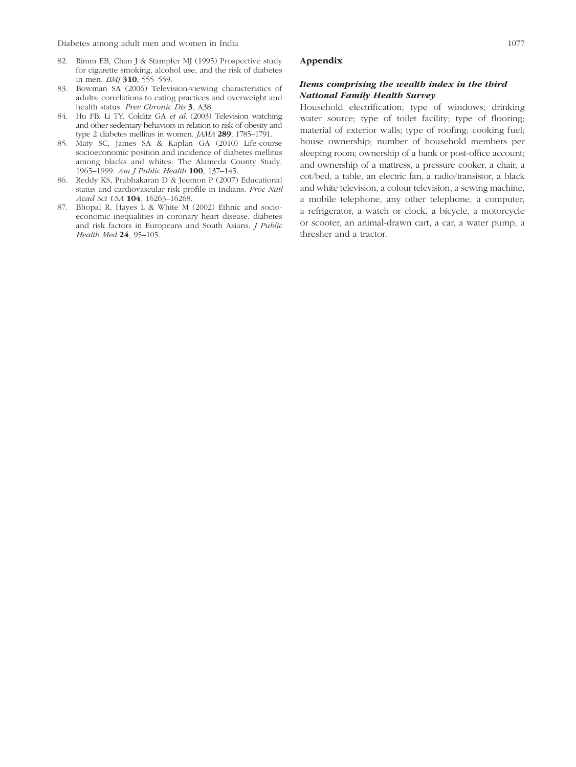82. Rimm EB, Chan J & Stampfer MJ (1995) Prospective study for cigarette smoking, alcohol use, and the risk of diabetes in men. *BMJ* **310**, 555–559.
83. Bowman SA (2006) Television-viewing characteristics of adults: correlations to eating practices and overweight and health status. *Prev Chronic Dis* **3**, A38.
84. Hu FB, Li TY, Colditz GA *et al.* (2003) Television watching and other sedentary behaviors in relation to risk of obesity and type 2 diabetes mellitus in women. *JAMA* **289**, 1785–1791.
85. Maty SC, James SA & Kaplan GA (2010) Life-course socioeconomic position and incidence of diabetes mellitus among blacks and whites: The Alameda County Study, 1965–1999. *Am J Public Health* **100**, 137–145.
86. Reddy KS, Prabhakaran D & Jeemon P (2007) Educational status and cardiovascular risk profile in Indians. *Proc Natl Acad Sci USA* **104**, 16263–16268.
87. Bhopal R, Hayes L & White M (2002) Ethnic and socio-economic inequalities in coronary heart disease, diabetes and risk factors in Europeans and South Asians. *J Public Health Med* **24**, 95–105.

## Appendix

### *Items comprising the wealth index in the third National Family Health Survey*

Household electrification; type of windows; drinking water source; type of toilet facility; type of flooring; material of exterior walls; type of roofing; cooking fuel; house ownership; number of household members per sleeping room; ownership of a bank or post-office account; and ownership of a mattress, a pressure cooker, a chair, a cot/bed, a table, an electric fan, a radio/transistor, a black and white television, a colour television, a sewing machine, a mobile telephone, any other telephone, a computer, a refrigerator, a watch or clock, a bicycle, a motorcycle or scooter, an animal-drawn cart, a car, a water pump, a thresher and a tractor.